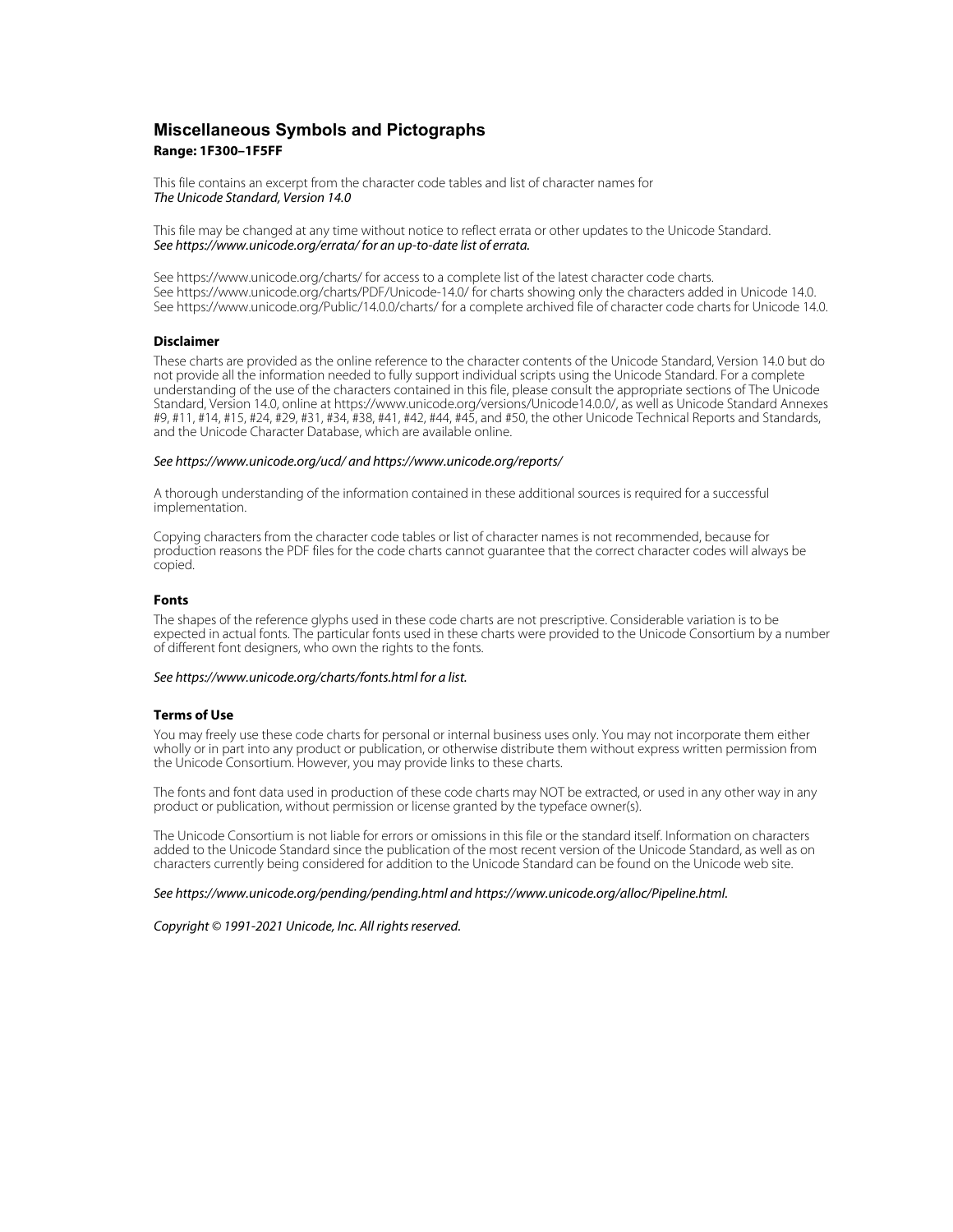# Miscellaneous Symbols and Pictographs

**Range: 1F300–1F5FF**

This file contains an excerpt from the character code tables and list of character names for
*The Unicode Standard, Version 14.0*

This file may be changed at any time without notice to reflect errata or other updates to the Unicode Standard.
*See https://www.unicode.org/errata/ for an up-to-date list of errata.*

See https://www.unicode.org/charts/ for access to a complete list of the latest character code charts.
See https://www.unicode.org/charts/PDF/Unicode-14.0/ for charts showing only the characters added in Unicode 14.0.
See https://www.unicode.org/Public/14.0.0/charts/ for a complete archived file of character code charts for Unicode 14.0.

### Disclaimer

These charts are provided as the online reference to the character contents of the Unicode Standard, Version 14.0 but do not provide all the information needed to fully support individual scripts using the Unicode Standard. For a complete understanding of the use of the characters contained in this file, please consult the appropriate sections of The Unicode Standard, Version 14.0, online at https://www.unicode.org/versions/Unicode14.0.0/, as well as Unicode Standard Annexes #9, #11, #14, #15, #24, #29, #31, #34, #38, #41, #42, #44, #45, and #50, the other Unicode Technical Reports and Standards, and the Unicode Character Database, which are available online.

*See https://www.unicode.org/ucd/ and https://www.unicode.org/reports/*

A thorough understanding of the information contained in these additional sources is required for a successful implementation.

Copying characters from the character code tables or list of character names is not recommended, because for production reasons the PDF files for the code charts cannot guarantee that the correct character codes will always be copied.

### Fonts

The shapes of the reference glyphs used in these code charts are not prescriptive. Considerable variation is to be expected in actual fonts. The particular fonts used in these charts were provided to the Unicode Consortium by a number of different font designers, who own the rights to the fonts.

*See https://www.unicode.org/charts/fonts.html for a list.*

### Terms of Use

You may freely use these code charts for personal or internal business uses only. You may not incorporate them either wholly or in part into any product or publication, or otherwise distribute them without express written permission from the Unicode Consortium. However, you may provide links to these charts.

The fonts and font data used in production of these code charts may NOT be extracted, or used in any other way in any product or publication, without permission or license granted by the typeface owner(s).

The Unicode Consortium is not liable for errors or omissions in this file or the standard itself. Information on characters added to the Unicode Standard since the publication of the most recent version of the Unicode Standard, as well as on characters currently being considered for addition to the Unicode Standard can be found on the Unicode web site.

*See https://www.unicode.org/pending/pending.html and https://www.unicode.org/alloc/Pipeline.html.*

*Copyright © 1991-2021 Unicode, Inc. All rights reserved.*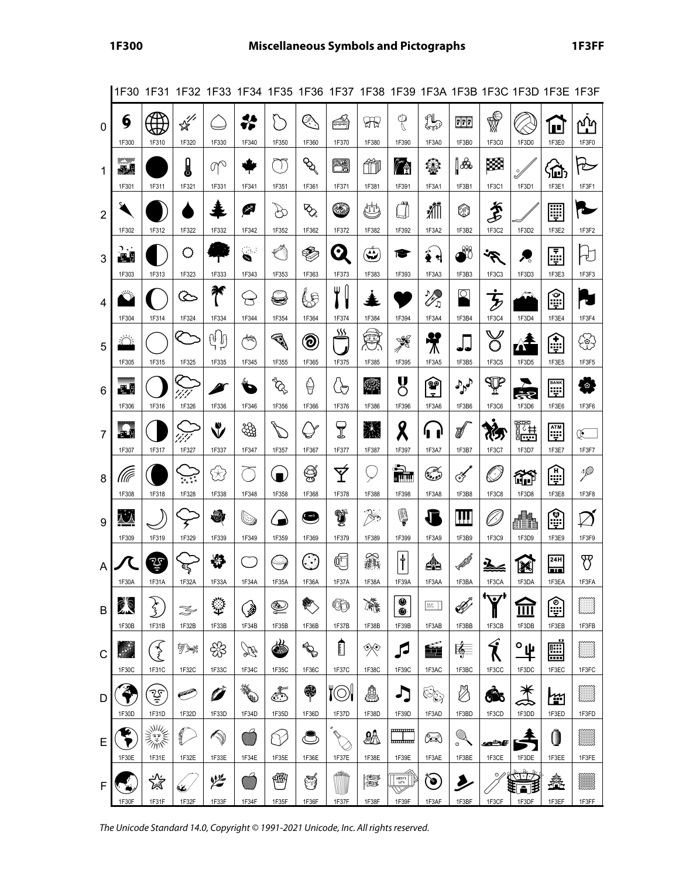| | 1F30 | 1F31 | 1F32 | 1F33 | 1F34 | 1F35 | 1F36 | 1F37 | 1F38 | 1F39 | 1F3A | 1F3B | 1F3C | 1F3D | 1F3E | 1F3F |
|---|---|---|---|---|---|---|---|---|---|---|---|---|---|---|---|---|
| 0 | 1F300 | 1F310 | 1F320 | 1F330 | 1F340 | 1F350 | 1F360 | 1F370 | 1F380 | 1F390 | 1F3A0 | 1F3B0 | 1F3C0 | 1F3D0 | 1F3E0 | 1F3F0 |
| 1 | 1F301 | 1F311 | 1F321 | 1F331 | 1F341 | 1F351 | 1F361 | 1F371 | 1F381 | 1F391 | 1F3A1 | 1F3B1 | 1F3C1 | 1F3D1 | 1F3E1 | 1F3F1 |
| 2 | 1F302 | 1F312 | 1F322 | 1F332 | 1F342 | 1F352 | 1F362 | 1F372 | 1F382 | 1F392 | 1F3A2 | 1F3B2 | 1F3C2 | 1F3D2 | 1F3E2 | 1F3F2 |
| 3 | 1F303 | 1F313 | 1F323 | 1F333 | 1F343 | 1F353 | 1F363 | 1F373 | 1F383 | 1F393 | 1F3A3 | 1F3B3 | 1F3C3 | 1F3D3 | 1F3E3 | 1F3F3 |
| 4 | 1F304 | 1F314 | 1F324 | 1F334 | 1F344 | 1F354 | 1F364 | 1F374 | 1F384 | 1F394 | 1F3A4 | 1F3B4 | 1F3C4 | 1F3D4 | 1F3E4 | 1F3F4 |
| 5 | 1F305 | 1F315 | 1F325 | 1F335 | 1F345 | 1F355 | 1F365 | 1F375 | 1F385 | 1F395 | 1F3A5 | 1F3B5 | 1F3C5 | 1F3D5 | 1F3E5 | 1F3F5 |
| 6 | 1F306 | 1F316 | 1F326 | 1F336 | 1F346 | 1F356 | 1F366 | 1F376 | 1F386 | 1F396 | 1F3A6 | 1F3B6 | 1F3C6 | 1F3D6 | 1F3E6 | 1F3F6 |
| 7 | 1F307 | 1F317 | 1F327 | 1F337 | 1F347 | 1F357 | 1F367 | 1F377 | 1F387 | 1F397 | 1F3A7 | 1F3B7 | 1F3C7 | 1F3D7 | 1F3E7 | 1F3F7 |
| 8 | 1F308 | 1F318 | 1F328 | 1F338 | 1F348 | 1F358 | 1F368 | 1F378 | 1F388 | 1F398 | 1F3A8 | 1F3B8 | 1F3C8 | 1F3D8 | 1F3E8 | 1F3F8 |
| 9 | 1F309 | 1F319 | 1F329 | 1F339 | 1F349 | 1F359 | 1F369 | 1F379 | 1F389 | 1F399 | 1F3A9 | 1F3B9 | 1F3C9 | 1F3D9 | 1F3E9 | 1F3F9 |
| A | 1F30A | 1F31A | 1F32A | 1F33A | 1F34A | 1F35A | 1F36A | 1F37A | 1F38A | 1F39A | 1F3AA | 1F3BA | 1F3CA | 1F3DA | 1F3EA | 1F3FA |
| B | 1F30B | 1F31B | 1F32B | 1F33B | 1F34B | 1F35B | 1F36B | 1F37B | 1F38B | 1F39B | 1F3AB | 1F3BB | 1F3CB | 1F3DB | 1F3EB | 1F3FB |
| C | 1F30C | 1F31C | 1F32C | 1F33C | 1F34C | 1F35C | 1F36C | 1F37C | 1F38C | 1F39C | 1F3AC | 1F3BC | 1F3CC | 1F3DC | 1F3EC | 1F3FC |
| D | 1F30D | 1F31D | 1F32D | 1F33D | 1F34D | 1F35D | 1F36D | 1F37D | 1F38D | 1F39D | 1F3AD | 1F3BD | 1F3CD | 1F3DD | 1F3ED | 1F3FD |
| E | 1F30E | 1F31E | 1F32E | 1F33E | 1F34E | 1F35E | 1F36E | 1F37E | 1F38E | 1F39E | 1F3AE | 1F3BE | 1F3CE | 1F3DE | 1F3EE | 1F3FE |
| F | 1F30F | 1F31F | 1F32F | 1F33F | 1F34F | 1F35F | 1F36F | 1F37F | 1F38F | 1F39F | 1F3AF | 1F3BF | 1F3CF | 1F3DF | 1F3EF | 1F3FF |

*The Unicode Standard 14.0, Copyright © 1991-2021 Unicode, Inc. All rights reserved.*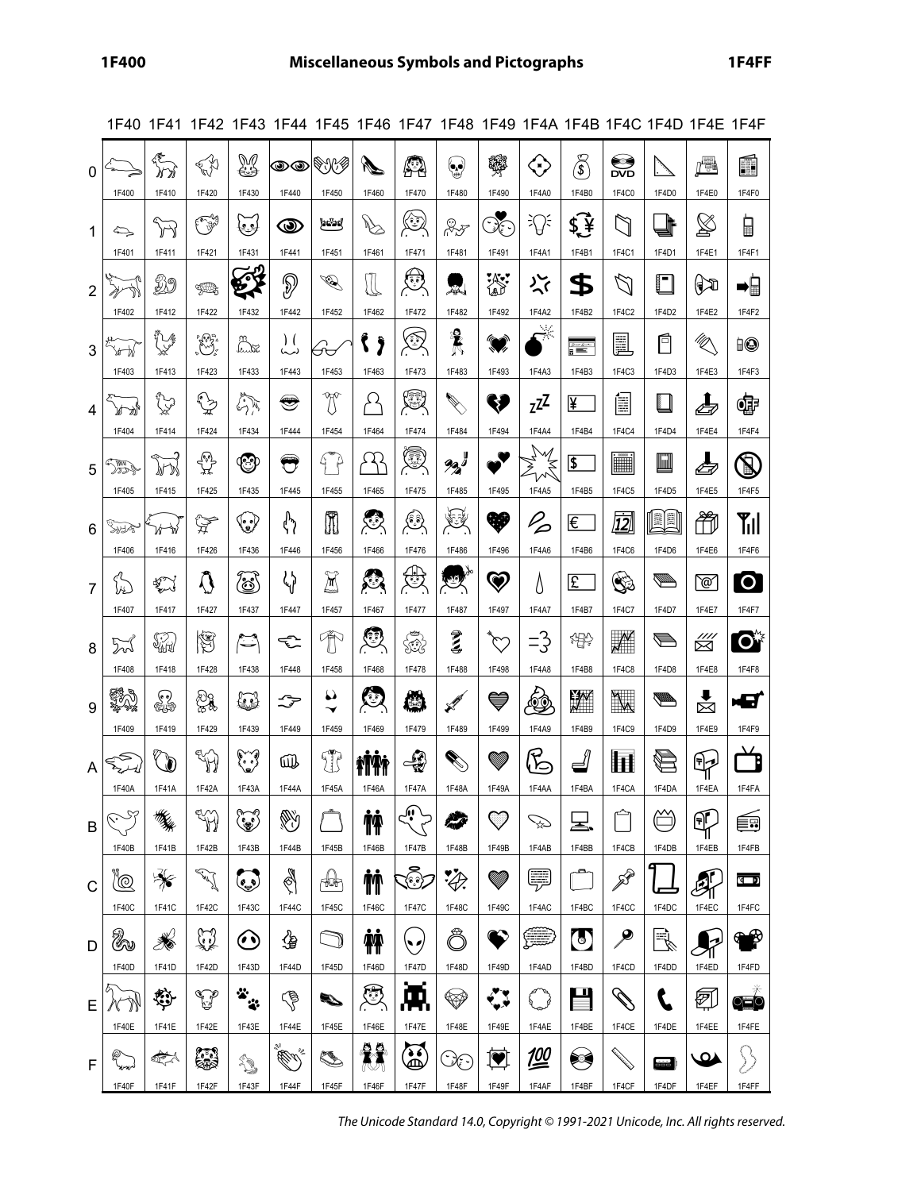| | 1F40 | 1F41 | 1F42 | 1F43 | 1F44 | 1F45 | 1F46 | 1F47 | 1F48 | 1F49 | 1F4A | 1F4B | 1F4C | 1F4D | 1F4E | 1F4F |
|---|---|---|---|---|---|---|---|---|---|---|---|---|---|---|---|---|
| 0 | 1F400 | 1F410 | 1F420 | 1F430 | 1F440 | 1F450 | 1F460 | 1F470 | 1F480 | 1F490 | 1F4A0 | 1F4B0 | 1F4C0 | 1F4D0 | 1F4E0 | 1F4F0 |
| 1 | 1F401 | 1F411 | 1F421 | 1F431 | 1F441 | 1F451 | 1F461 | 1F471 | 1F481 | 1F491 | 1F4A1 | 1F4B1 | 1F4C1 | 1F4D1 | 1F4E1 | 1F4F1 |
| 2 | 1F402 | 1F412 | 1F422 | 1F432 | 1F442 | 1F452 | 1F462 | 1F472 | 1F482 | 1F492 | 1F4A2 | 1F4B2 | 1F4C2 | 1F4D2 | 1F4E2 | 1F4F2 |
| 3 | 1F403 | 1F413 | 1F423 | 1F433 | 1F443 | 1F453 | 1F463 | 1F473 | 1F483 | 1F493 | 1F4A3 | 1F4B3 | 1F4C3 | 1F4D3 | 1F4E3 | 1F4F3 |
| 4 | 1F404 | 1F414 | 1F424 | 1F434 | 1F444 | 1F454 | 1F464 | 1F474 | 1F484 | 1F494 | 1F4A4 | 1F4B4 | 1F4C4 | 1F4D4 | 1F4E4 | 1F4F4 |
| 5 | 1F405 | 1F415 | 1F425 | 1F435 | 1F445 | 1F455 | 1F465 | 1F475 | 1F485 | 1F495 | 1F4A5 | 1F4B5 | 1F4C5 | 1F4D5 | 1F4E5 | 1F4F5 |
| 6 | 1F406 | 1F416 | 1F426 | 1F436 | 1F446 | 1F456 | 1F466 | 1F476 | 1F486 | 1F496 | 1F4A6 | 1F4B6 | 1F4C6 | 1F4D6 | 1F4E6 | 1F4F6 |
| 7 | 1F407 | 1F417 | 1F427 | 1F437 | 1F447 | 1F457 | 1F467 | 1F477 | 1F487 | 1F497 | 1F4A7 | 1F4B7 | 1F4C7 | 1F4D7 | 1F4E7 | 1F4F7 |
| 8 | 1F408 | 1F418 | 1F428 | 1F438 | 1F448 | 1F458 | 1F468 | 1F478 | 1F488 | 1F498 | 1F4A8 | 1F4B8 | 1F4C8 | 1F4D8 | 1F4E8 | 1F4F8 |
| 9 | 1F409 | 1F419 | 1F429 | 1F439 | 1F449 | 1F459 | 1F469 | 1F479 | 1F489 | 1F499 | 1F4A9 | 1F4B9 | 1F4C9 | 1F4D9 | 1F4E9 | 1F4F9 |
| A | 1F40A | 1F41A | 1F42A | 1F43A | 1F44A | 1F45A | 1F46A | 1F47A | 1F48A | 1F49A | 1F4AA | 1F4BA | 1F4CA | 1F4DA | 1F4EA | 1F4FA |
| B | 1F40B | 1F41B | 1F42B | 1F43B | 1F44B | 1F45B | 1F46B | 1F47B | 1F48B | 1F49B | 1F4AB | 1F4BB | 1F4CB | 1F4DB | 1F4EB | 1F4FB |
| C | 1F40C | 1F41C | 1F42C | 1F43C | 1F44C | 1F45C | 1F46C | 1F47C | 1F48C | 1F49C | 1F4AC | 1F4BC | 1F4CC | 1F4DC | 1F4EC | 1F4FC |
| D | 1F40D | 1F41D | 1F42D | 1F43D | 1F44D | 1F45D | 1F46D | 1F47D | 1F48D | 1F49D | 1F4AD | 1F4BD | 1F4CD | 1F4DD | 1F4ED | 1F4FD |
| E | 1F40E | 1F41E | 1F42E | 1F43E | 1F44E | 1F45E | 1F46E | 1F47E | 1F48E | 1F49E | 1F4AE | 1F4BE | 1F4CE | 1F4DE | 1F4EE | 1F4FE |
| F | 1F40F | 1F41F | 1F42F | 1F43F | 1F44F | 1F45F | 1F46F | 1F47F | 1F48F | 1F49F | 1F4AF | 1F4BF | 1F4CF | 1F4DF | 1F4EF | 1F4FF |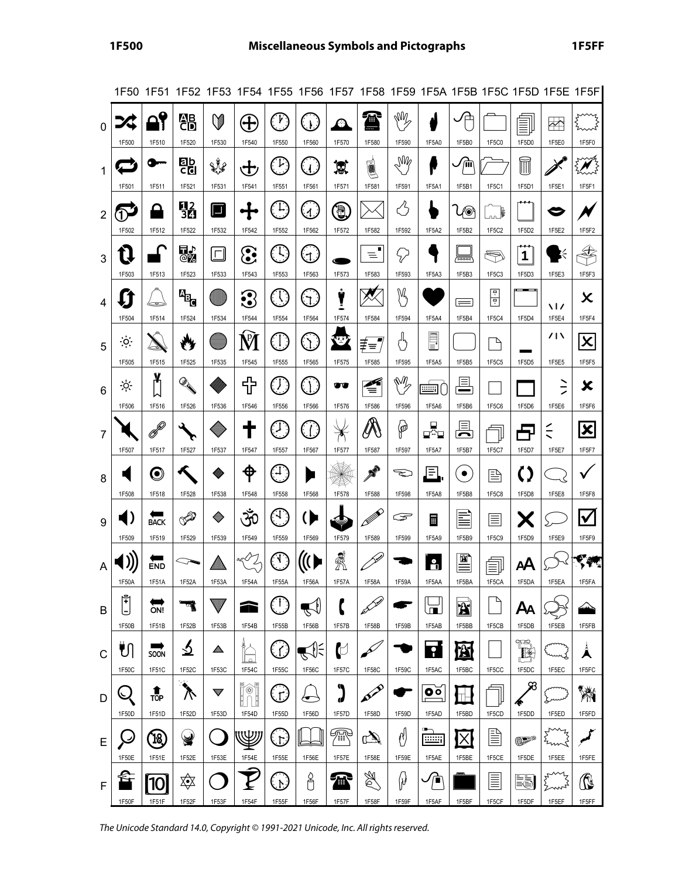| | 1F50 | 1F51 | 1F52 | 1F53 | 1F54 | 1F55 | 1F56 | 1F57 | 1F58 | 1F59 | 1F5A | 1F5B | 1F5C | 1F5D | 1F5E | 1F5F |
|---|---|---|---|---|---|---|---|---|---|---|---|---|---|---|---|---|
| 0 | 1F500 | 1F510 | 1F520 | 1F530 | 1F540 | 1F550 | 1F560 | 1F570 | 1F580 | 1F590 | 1F5A0 | 1F5B0 | 1F5C0 | 1F5D0 | 1F5E0 | 1F5F0 |
| 1 | 1F501 | 1F511 | 1F521 | 1F531 | 1F541 | 1F551 | 1F561 | 1F571 | 1F581 | 1F591 | 1F5A1 | 1F5B1 | 1F5C1 | 1F5D1 | 1F5E1 | 1F5F1 |
| 2 | 1F502 | 1F512 | 1F522 | 1F532 | 1F542 | 1F552 | 1F562 | 1F572 | 1F582 | 1F592 | 1F5A2 | 1F5B2 | 1F5C2 | 1F5D2 | 1F5E2 | 1F5F2 |
| 3 | 1F503 | 1F513 | 1F523 | 1F533 | 1F543 | 1F553 | 1F563 | 1F573 | 1F583 | 1F593 | 1F5A3 | 1F5B3 | 1F5C3 | 1F5D3 | 1F5E3 | 1F5F3 |
| 4 | 1F504 | 1F514 | 1F524 | 1F534 | 1F544 | 1F554 | 1F564 | 1F574 | 1F584 | 1F594 | 1F5A4 | 1F5B4 | 1F5C4 | 1F5D4 | 1F5E4 | 1F5F4 |
| 5 | 1F505 | 1F515 | 1F525 | 1F535 | 1F545 | 1F555 | 1F565 | 1F575 | 1F585 | 1F595 | 1F5A5 | 1F5B5 | 1F5C5 | 1F5D5 | 1F5E5 | 1F5F5 |
| 6 | 1F506 | 1F516 | 1F526 | 1F536 | 1F546 | 1F556 | 1F566 | 1F576 | 1F586 | 1F596 | 1F5A6 | 1F5B6 | 1F5C6 | 1F5D6 | 1F5E6 | 1F5F6 |
| 7 | 1F507 | 1F517 | 1F527 | 1F537 | 1F547 | 1F557 | 1F567 | 1F577 | 1F587 | 1F597 | 1F5A7 | 1F5B7 | 1F5C7 | 1F5D7 | 1F5E7 | 1F5F7 |
| 8 | 1F508 | 1F518 | 1F528 | 1F538 | 1F548 | 1F558 | 1F568 | 1F578 | 1F588 | 1F598 | 1F5A8 | 1F5B8 | 1F5C8 | 1F5D8 | 1F5E8 | 1F5F8 |
| 9 | 1F509 | 1F519 | 1F529 | 1F539 | 1F549 | 1F559 | 1F569 | 1F579 | 1F589 | 1F599 | 1F5A9 | 1F5B9 | 1F5C9 | 1F5D9 | 1F5E9 | 1F5F9 |
| A | 1F50A | 1F51A | 1F52A | 1F53A | 1F54A | 1F55A | 1F56A | 1F57A | 1F58A | 1F59A | 1F5AA | 1F5BA | 1F5CA | 1F5DA | 1F5EA | 1F5FA |
| B | 1F50B | 1F51B | 1F52B | 1F53B | 1F54B | 1F55B | 1F56B | 1F57B | 1F58B | 1F59B | 1F5AB | 1F5BB | 1F5CB | 1F5DB | 1F5EB | 1F5FB |
| C | 1F50C | 1F51C | 1F52C | 1F53C | 1F54C | 1F55C | 1F56C | 1F57C | 1F58C | 1F59C | 1F5AC | 1F5BC | 1F5CC | 1F5DC | 1F5EC | 1F5FC |
| D | 1F50D | 1F51D | 1F52D | 1F53D | 1F54D | 1F55D | 1F56D | 1F57D | 1F58D | 1F59D | 1F5AD | 1F5BD | 1F5CD | 1F5DD | 1F5ED | 1F5FD |
| E | 1F50E | 1F51E | 1F52E | 1F53E | 1F54E | 1F55E | 1F56E | 1F57E | 1F58E | 1F59E | 1F5AE | 1F5BE | 1F5CE | 1F5DE | 1F5EE | 1F5FE |
| F | 1F50F | 1F51F | 1F52F | 1F53F | 1F54F | 1F55F | 1F56F | 1F57F | 1F58F | 1F59F | 1F5AF | 1F5BF | 1F5CF | 1F5DF | 1F5EF | 1F5FF |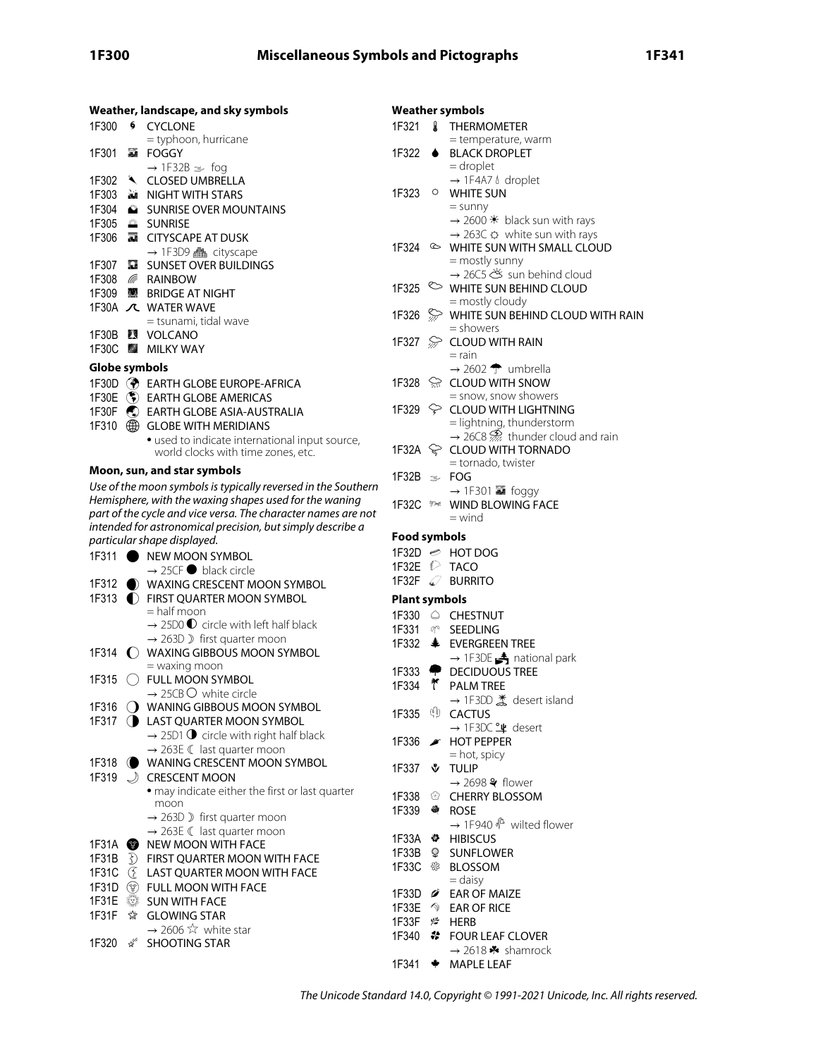### Weather, landscape, and sky symbols

1F300 🌀 CYCLONE
 = typhoon, hurricane

1F301 🌁 FOGGY
 → 1F32B 🌫 fog

1F302 🌂 CLOSED UMBRELLA

1F303 🌃 NIGHT WITH STARS

1F304 🌄 SUNRISE OVER MOUNTAINS

1F305 🌅 SUNRISE

1F306 🌆 CITYSCAPE AT DUSK
 → 1F3D9 🏙 cityscape

1F307 🌇 SUNSET OVER BUILDINGS

1F308 🌈 RAINBOW

1F309 🌉 BRIDGE AT NIGHT

1F30A 🌊 WATER WAVE
 = tsunami, tidal wave

1F30B 🌋 VOLCANO

1F30C 🌌 MILKY WAY

### Globe symbols

1F30D 🌍 EARTH GLOBE EUROPE-AFRICA

1F30E 🌎 EARTH GLOBE AMERICAS

1F30F 🌏 EARTH GLOBE ASIA-AUSTRALIA

1F310 🌐 GLOBE WITH MERIDIANS
 • used to indicate international input source, world clocks with time zones, etc.

### Moon, sun, and star symbols

*Use of the moon symbols is typically reversed in the Southern Hemisphere, with the waxing shapes used for the waning part of the cycle and vice versa. The character names are not intended for astronomical precision, but simply describe a particular shape displayed.*

1F311 🌑 NEW MOON SYMBOL
 → 25CF ● black circle

1F312 🌒 WAXING CRESCENT MOON SYMBOL

1F313 🌓 FIRST QUARTER MOON SYMBOL
 = half moon
 → 25D0 ◐ circle with left half black
 → 263D ☽ first quarter moon

1F314 🌔 WAXING GIBBOUS MOON SYMBOL
 = waxing moon

1F315 🌕 FULL MOON SYMBOL
 → 25CB ○ white circle

1F316 🌖 WANING GIBBOUS MOON SYMBOL

1F317 🌗 LAST QUARTER MOON SYMBOL
 → 25D1 ◑ circle with right half black
 → 263E ☾ last quarter moon

1F318 🌘 WANING CRESCENT MOON SYMBOL

1F319 🌙 CRESCENT MOON
 • may indicate either the first or last quarter moon
 → 263D ☽ first quarter moon
 → 263E ☾ last quarter moon

1F31A 🌚 NEW MOON WITH FACE

1F31B 🌛 FIRST QUARTER MOON WITH FACE

1F31C 🌜 LAST QUARTER MOON WITH FACE

1F31D 🌝 FULL MOON WITH FACE

1F31E 🌞 SUN WITH FACE

1F31F 🌟 GLOWING STAR
 → 2606 ☆ white star

1F320 🌠 SHOOTING STAR

### Weather symbols

1F321 🌡 THERMOMETER
 = temperature, warm

1F322 🌢 BLACK DROPLET
 = droplet
 → 1F4A7 💧 droplet

1F323 🌣 WHITE SUN
 = sunny
 → 2600 ☀ black sun with rays
 → 263C ☼ white sun with rays

1F324 🌤 WHITE SUN WITH SMALL CLOUD
 = mostly sunny
 → 26C5 ⛅ sun behind cloud

1F325 🌥 WHITE SUN BEHIND CLOUD
 = mostly cloudy

1F326 🌦 WHITE SUN BEHIND CLOUD WITH RAIN
 = showers

1F327 🌧 CLOUD WITH RAIN
 = rain
 → 2602 ☂ umbrella

1F328 🌨 CLOUD WITH SNOW
 = snow, snow showers

1F329 🌩 CLOUD WITH LIGHTNING
 = lightning, thunderstorm
 → 26C8 ⛈ thunder cloud and rain

1F32A 🌪 CLOUD WITH TORNADO
 = tornado, twister

1F32B 🌫 FOG
 → 1F301 🌁 foggy

1F32C 🌬 WIND BLOWING FACE
 = wind

### Food symbols

1F32D 🌭 HOT DOG

1F32E 🌮 TACO

1F32F 🌯 BURRITO

### Plant symbols

1F330 🌰 CHESTNUT

1F331 🌱 SEEDLING

1F332 🌲 EVERGREEN TREE
 → 1F3DE 🏞 national park

1F333 🌳 DECIDUOUS TREE

1F334 🌴 PALM TREE
 → 1F3DD 🏝 desert island

1F335 🌵 CACTUS
 → 1F3DC 🏜 desert

1F336 🌶 HOT PEPPER
 = hot, spicy

1F337 🌷 TULIP
 → 2698 ⚘ flower

1F338 🌸 CHERRY BLOSSOM

1F339 🌹 ROSE
 → 1F940 🥀 wilted flower

1F33A 🌺 HIBISCUS

1F33B 🌻 SUNFLOWER

1F33C 🌼 BLOSSOM
 = daisy

1F33D 🌽 EAR OF MAIZE

1F33E 🌾 EAR OF RICE

1F33F 🌿 HERB

1F340 🍀 FOUR LEAF CLOVER
 → 2618 ☘ shamrock

1F341 🍁 MAPLE LEAF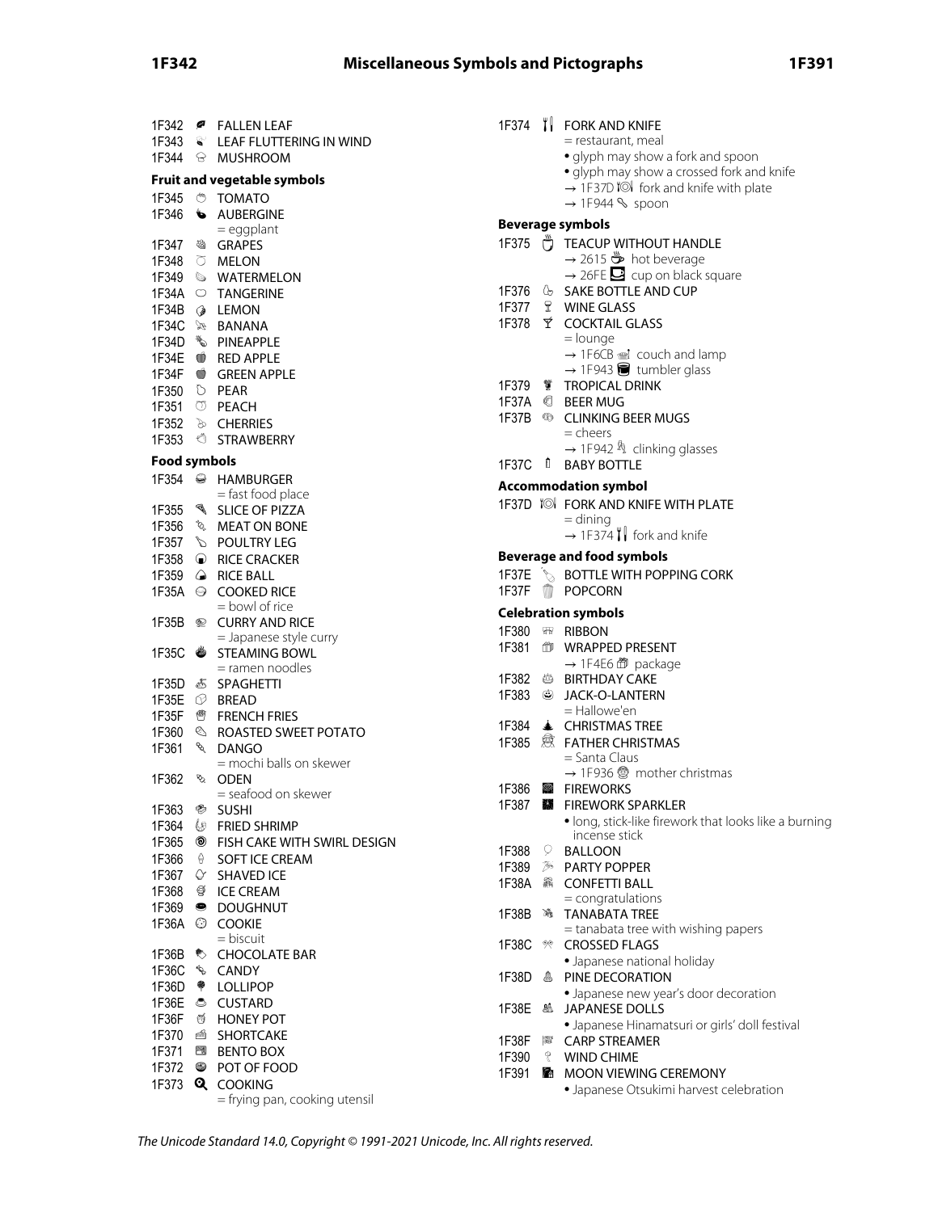1F342 🍂 FALLEN LEAF
1F343 🍃 LEAF FLUTTERING IN WIND
1F344 🍄 MUSHROOM

**Fruit and vegetable symbols**

1F345 🍅 TOMATO
1F346 🍆 AUBERGINE
= eggplant
1F347 🍇 GRAPES
1F348 🍈 MELON
1F349 🍉 WATERMELON
1F34A 🍊 TANGERINE
1F34B 🍋 LEMON
1F34C 🍌 BANANA
1F34D 🍍 PINEAPPLE
1F34E 🍎 RED APPLE
1F34F 🍏 GREEN APPLE
1F350 🍐 PEAR
1F351 🍑 PEACH
1F352 🍒 CHERRIES
1F353 🍓 STRAWBERRY

**Food symbols**

1F354 🍔 HAMBURGER
= fast food place
1F355 🍕 SLICE OF PIZZA
1F356 🍖 MEAT ON BONE
1F357 🍗 POULTRY LEG
1F358 🍘 RICE CRACKER
1F359 🍙 RICE BALL
1F35A 🍚 COOKED RICE
= bowl of rice
1F35B 🍛 CURRY AND RICE
= Japanese style curry
1F35C 🍜 STEAMING BOWL
= ramen noodles
1F35D 🍝 SPAGHETTI
1F35E 🍞 BREAD
1F35F 🍟 FRENCH FRIES
1F360 🍠 ROASTED SWEET POTATO
1F361 🍡 DANGO
= mochi balls on skewer
1F362 🍢 ODEN
= seafood on skewer
1F363 🍣 SUSHI
1F364 🍤 FRIED SHRIMP
1F365 🍥 FISH CAKE WITH SWIRL DESIGN
1F366 🍦 SOFT ICE CREAM
1F367 🍧 SHAVED ICE
1F368 🍨 ICE CREAM
1F369 🍩 DOUGHNUT
1F36A 🍪 COOKIE
= biscuit
1F36B 🍫 CHOCOLATE BAR
1F36C 🍬 CANDY
1F36D 🍭 LOLLIPOP
1F36E 🍮 CUSTARD
1F36F 🍯 HONEY POT
1F370 🍰 SHORTCAKE
1F371 🍱 BENTO BOX
1F372 🍲 POT OF FOOD
1F373 🍳 COOKING
= frying pan, cooking utensil
1F374 🍴 FORK AND KNIFE
= restaurant, meal
• glyph may show a fork and spoon
• glyph may show a crossed fork and knife
→ 1F37D 🍽 fork and knife with plate
→ 1F944 🥄 spoon

**Beverage symbols**

1F375 🍵 TEACUP WITHOUT HANDLE
→ 2615 ☕ hot beverage
→ 26FE ⛾ cup on black square
1F376 🍶 SAKE BOTTLE AND CUP
1F377 🍷 WINE GLASS
1F378 🍸 COCKTAIL GLASS
= lounge
→ 1F6CB 🛋 couch and lamp
→ 1F943 🥃 tumbler glass
1F379 🍹 TROPICAL DRINK
1F37A 🍺 BEER MUG
1F37B 🍻 CLINKING BEER MUGS
= cheers
→ 1F942 🥂 clinking glasses
1F37C 🍼 BABY BOTTLE

**Accommodation symbol**

1F37D 🍽 FORK AND KNIFE WITH PLATE
= dining
→ 1F374 🍴 fork and knife

**Beverage and food symbols**

1F37E 🍾 BOTTLE WITH POPPING CORK
1F37F 🍿 POPCORN

**Celebration symbols**

1F380 🎀 RIBBON
1F381 🎁 WRAPPED PRESENT
→ 1F4E6 📦 package
1F382 🎂 BIRTHDAY CAKE
1F383 🎃 JACK-O-LANTERN
= Hallowe'en
1F384 🎄 CHRISTMAS TREE
1F385 🎅 FATHER CHRISTMAS
= Santa Claus
→ 1F936 🤶 mother christmas
1F386 🎆 FIREWORKS
1F387 🎇 FIREWORK SPARKLER
• long, stick-like firework that looks like a burning incense stick
1F388 🎈 BALLOON
1F389 🎉 PARTY POPPER
1F38A 🎊 CONFETTI BALL
= congratulations
1F38B 🎋 TANABATA TREE
= tanabata tree with wishing papers
1F38C 🎌 CROSSED FLAGS
• Japanese national holiday
1F38D 🎍 PINE DECORATION
• Japanese new year's door decoration
1F38E 🎎 JAPANESE DOLLS
• Japanese Hinamatsuri or girls' doll festival
1F38F 🎏 CARP STREAMER
1F390 🎐 WIND CHIME
1F391 🎑 MOON VIEWING CEREMONY
• Japanese Otsukimi harvest celebration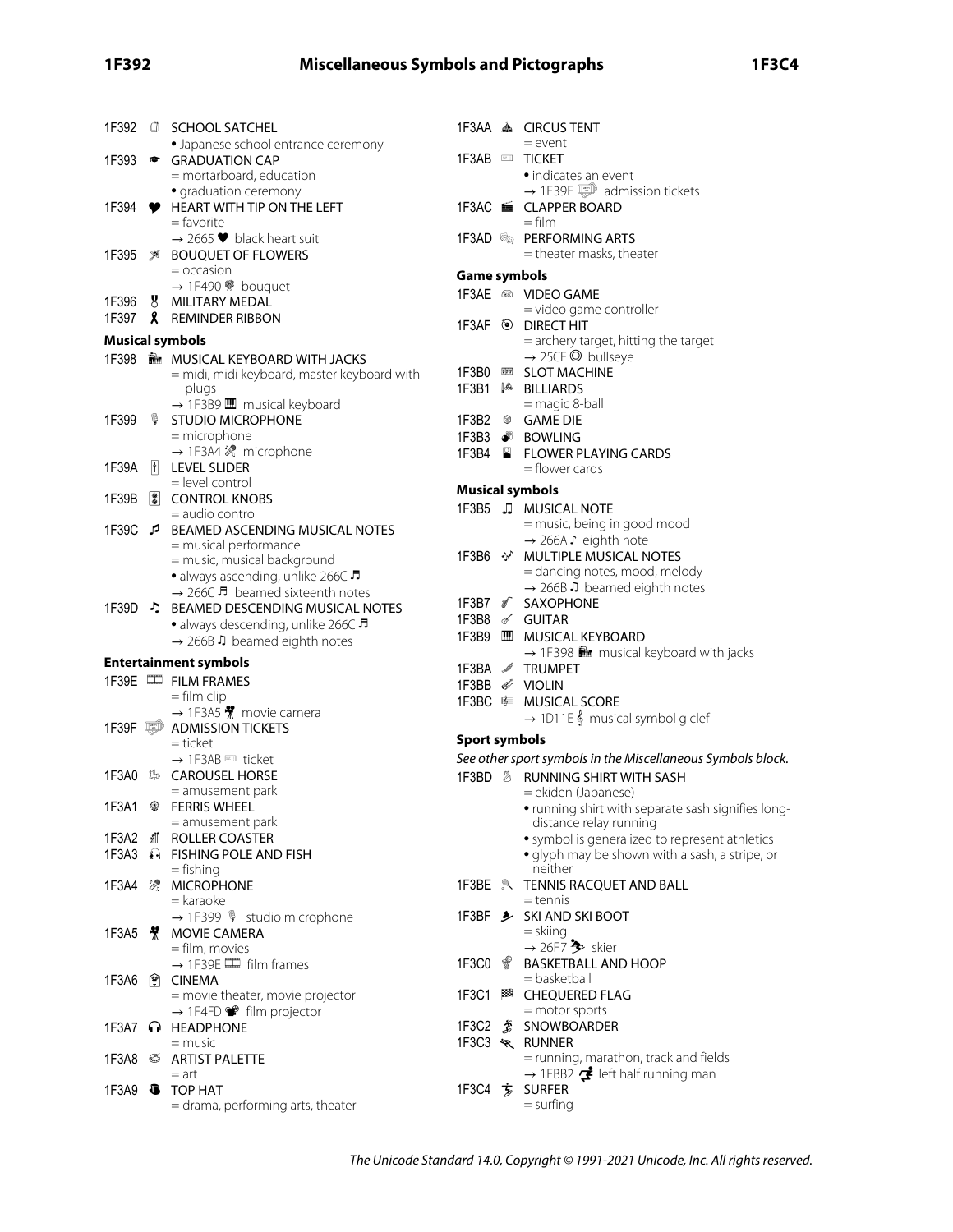1F392 🎒 SCHOOL SATCHEL
- Japanese school entrance ceremony

1F393 🎓 GRADUATION CAP
= mortarboard, education
- graduation ceremony

1F394 🎔 HEART WITH TIP ON THE LEFT
= favorite
→ 2665 ♥ black heart suit

1F395 🎕 BOUQUET OF FLOWERS
= occasion
→ 1F490 💐 bouquet

1F396 🎖 MILITARY MEDAL

1F397 🎗 REMINDER RIBBON

**Musical symbols**

1F398 🎘 MUSICAL KEYBOARD WITH JACKS
= midi, midi keyboard, master keyboard with plugs
→ 1F3B9 🎹 musical keyboard

1F399 🎙 STUDIO MICROPHONE
= microphone
→ 1F3A4 🎤 microphone

1F39A 🎚 LEVEL SLIDER
= level control

1F39B 🎛 CONTROL KNOBS
= audio control

1F39C 🎜 BEAMED ASCENDING MUSICAL NOTES
= musical performance
= music, musical background
- always ascending, unlike 266C ♬
→ 266C ♬ beamed sixteenth notes

1F39D 🎝 BEAMED DESCENDING MUSICAL NOTES
- always descending, unlike 266C ♬
→ 266B ♫ beamed eighth notes

**Entertainment symbols**

1F39E 🎞 FILM FRAMES
= film clip
→ 1F3A5 🎥 movie camera

1F39F 🎟 ADMISSION TICKETS
= ticket
→ 1F3AB 🎫 ticket

1F3A0 🎠 CAROUSEL HORSE
= amusement park

1F3A1 🎡 FERRIS WHEEL
= amusement park

1F3A2 🎢 ROLLER COASTER

1F3A3 🎣 FISHING POLE AND FISH
= fishing

1F3A4 🎤 MICROPHONE
= karaoke
→ 1F399 🎙 studio microphone

1F3A5 🎥 MOVIE CAMERA
= film, movies
→ 1F39E 🎞 film frames

1F3A6 🎦 CINEMA
= movie theater, movie projector
→ 1F4FD 📽 film projector

1F3A7 🎧 HEADPHONE
= music

1F3A8 🎨 ARTIST PALETTE
= art

1F3A9 🎩 TOP HAT
= drama, performing arts, theater

1F3AA 🎪 CIRCUS TENT
= event

1F3AB 🎫 TICKET
- indicates an event
→ 1F39F 🎟 admission tickets

1F3AC 🎬 CLAPPER BOARD
= film

1F3AD 🎭 PERFORMING ARTS
= theater masks, theater

**Game symbols**

1F3AE 🎮 VIDEO GAME
= video game controller

1F3AF 🎯 DIRECT HIT
= archery target, hitting the target
→ 25CE ◎ bullseye

1F3B0 🎰 SLOT MACHINE

1F3B1 🎱 BILLIARDS
= magic 8-ball

1F3B2 🎲 GAME DIE

1F3B3 🎳 BOWLING

1F3B4 🎴 FLOWER PLAYING CARDS
= flower cards

**Musical symbols**

1F3B5 🎵 MUSICAL NOTE
= music, being in good mood
→ 266A ♪ eighth note

1F3B6 🎶 MULTIPLE MUSICAL NOTES
= dancing notes, mood, melody
→ 266B ♫ beamed eighth notes

1F3B7 🎷 SAXOPHONE

1F3B8 🎸 GUITAR

1F3B9 🎹 MUSICAL KEYBOARD
→ 1F398 🎘 musical keyboard with jacks

1F3BA 🎺 TRUMPET

1F3BB 🎻 VIOLIN

1F3BC 🎼 MUSICAL SCORE
→ 1D11E 𝄞 musical symbol g clef

**Sport symbols**

*See other sport symbols in the Miscellaneous Symbols block.*

1F3BD 🎽 RUNNING SHIRT WITH SASH
= ekiden (Japanese)
- running shirt with separate sash signifies long-distance relay running
- symbol is generalized to represent athletics
- glyph may be shown with a sash, a stripe, or neither

1F3BE 🎾 TENNIS RACQUET AND BALL
= tennis

1F3BF 🎿 SKI AND SKI BOOT
= skiing
→ 26F7 ⛷ skier

1F3C0 🏀 BASKETBALL AND HOOP
= basketball

1F3C1 🏁 CHEQUERED FLAG
= motor sports

1F3C2 🏂 SNOWBOARDER

1F3C3 🏃 RUNNER
= running, marathon, track and fields
→ 1FBB2 🮲 left half running man

1F3C4 🏄 SURFER
= surfing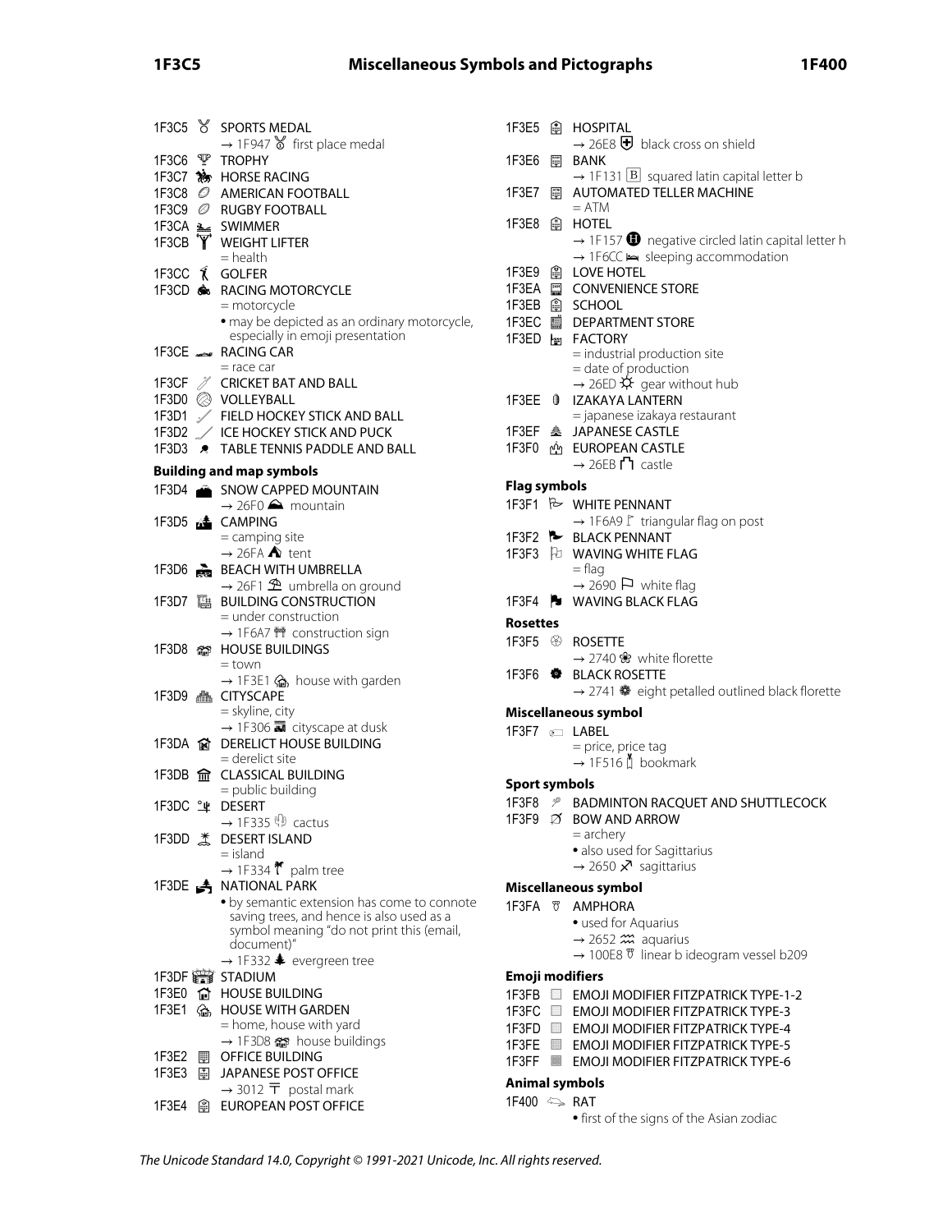1F3C5 🏅 SPORTS MEDAL
→ 1F947 🥇 first place medal

1F3C6 🏆 TROPHY

1F3C7 🏇 HORSE RACING

1F3C8 🏈 AMERICAN FOOTBALL

1F3C9 🏉 RUGBY FOOTBALL

1F3CA 🏊 SWIMMER

1F3CB 🏋 WEIGHT LIFTER
= health

1F3CC 🏌 GOLFER

1F3CD 🏍 RACING MOTORCYCLE
= motorcycle
• may be depicted as an ordinary motorcycle, especially in emoji presentation

1F3CE 🏎 RACING CAR
= race car

1F3CF 🏏 CRICKET BAT AND BALL

1F3D0 🏐 VOLLEYBALL

1F3D1 🏑 FIELD HOCKEY STICK AND BALL

1F3D2 🏒 ICE HOCKEY STICK AND PUCK

1F3D3 🏓 TABLE TENNIS PADDLE AND BALL

### Building and map symbols

1F3D4 🏔 SNOW CAPPED MOUNTAIN
→ 26F0 ⛰ mountain

1F3D5 🏕 CAMPING
= camping site
→ 26FA ⛺ tent

1F3D6 🏖 BEACH WITH UMBRELLA
→ 26F1 ⛱ umbrella on ground

1F3D7 🏗 BUILDING CONSTRUCTION
= under construction
→ 1F6A7 🚧 construction sign

1F3D8 🏘 HOUSE BUILDINGS
= town
→ 1F3E1 🏡 house with garden

1F3D9 🏙 CITYSCAPE
= skyline, city
→ 1F306 🌆 cityscape at dusk

1F3DA 🏚 DERELICT HOUSE BUILDING
= derelict site

1F3DB 🏛 CLASSICAL BUILDING
= public building

1F3DC 🏜 DESERT
→ 1F335 🌵 cactus

1F3DD 🏝 DESERT ISLAND
= island
→ 1F334 🌴 palm tree

1F3DE 🏞 NATIONAL PARK
• by semantic extension has come to connote saving trees, and hence is also used as a symbol meaning "do not print this (email, document)"
→ 1F332 🌲 evergreen tree

1F3DF 🏟 STADIUM

1F3E0 🏠 HOUSE BUILDING

1F3E1 🏡 HOUSE WITH GARDEN
= home, house with yard
→ 1F3D8 🏘 house buildings

1F3E2 🏢 OFFICE BUILDING

1F3E3 🏣 JAPANESE POST OFFICE
→ 3012 〒 postal mark

1F3E4 🏤 EUROPEAN POST OFFICE

1F3E5 🏥 HOSPITAL
→ 26E8 ⛨ black cross on shield

1F3E6 🏦 BANK
→ 1F131 🄱 squared latin capital letter b

1F3E7 🏧 AUTOMATED TELLER MACHINE
= ATM

1F3E8 🏨 HOTEL
→ 1F157 🅗 negative circled latin capital letter h
→ 1F6CC 🛌 sleeping accommodation

1F3E9 🏩 LOVE HOTEL

1F3EA 🏪 CONVENIENCE STORE

1F3EB 🏫 SCHOOL

1F3EC 🏬 DEPARTMENT STORE

1F3ED 🏭 FACTORY
= industrial production site
= date of production
→ 26ED ⛭ gear without hub

1F3EE 🏮 IZAKAYA LANTERN
= japanese izakaya restaurant

1F3EF 🏯 JAPANESE CASTLE

1F3F0 🏰 EUROPEAN CASTLE
→ 26EB ⛫ castle

### Flag symbols

1F3F1 🏱 WHITE PENNANT
→ 1F6A9 🚩 triangular flag on post

1F3F2 🏲 BLACK PENNANT

1F3F3 🏳 WAVING WHITE FLAG
= flag
→ 2690 ⚐ white flag

1F3F4 🏴 WAVING BLACK FLAG

### Rosettes

1F3F5 🏵 ROSETTE
→ 2740 ❀ white florette

1F3F6 🏶 BLACK ROSETTE
→ 2741 ❁ eight petalled outlined black florette

### Miscellaneous symbol

1F3F7 🏷 LABEL
= price, price tag
→ 1F516 🔖 bookmark

### Sport symbols

1F3F8 🏸 BADMINTON RACQUET AND SHUTTLECOCK

1F3F9 🏹 BOW AND ARROW
= archery
• also used for Sagittarius
→ 2650 ♐ sagittarius

### Miscellaneous symbol

1F3FA 🏺 AMPHORA
• used for Aquarius
→ 2652 ♒ aquarius
→ 100E8 𐃨 linear b ideogram vessel b209

### Emoji modifiers

1F3FB 🏻 EMOJI MODIFIER FITZPATRICK TYPE-1-2

1F3FC 🏼 EMOJI MODIFIER FITZPATRICK TYPE-3

1F3FD 🏽 EMOJI MODIFIER FITZPATRICK TYPE-4

1F3FE 🏾 EMOJI MODIFIER FITZPATRICK TYPE-5

1F3FF 🏿 EMOJI MODIFIER FITZPATRICK TYPE-6

### Animal symbols

1F400 🐀 RAT
• first of the signs of the Asian zodiac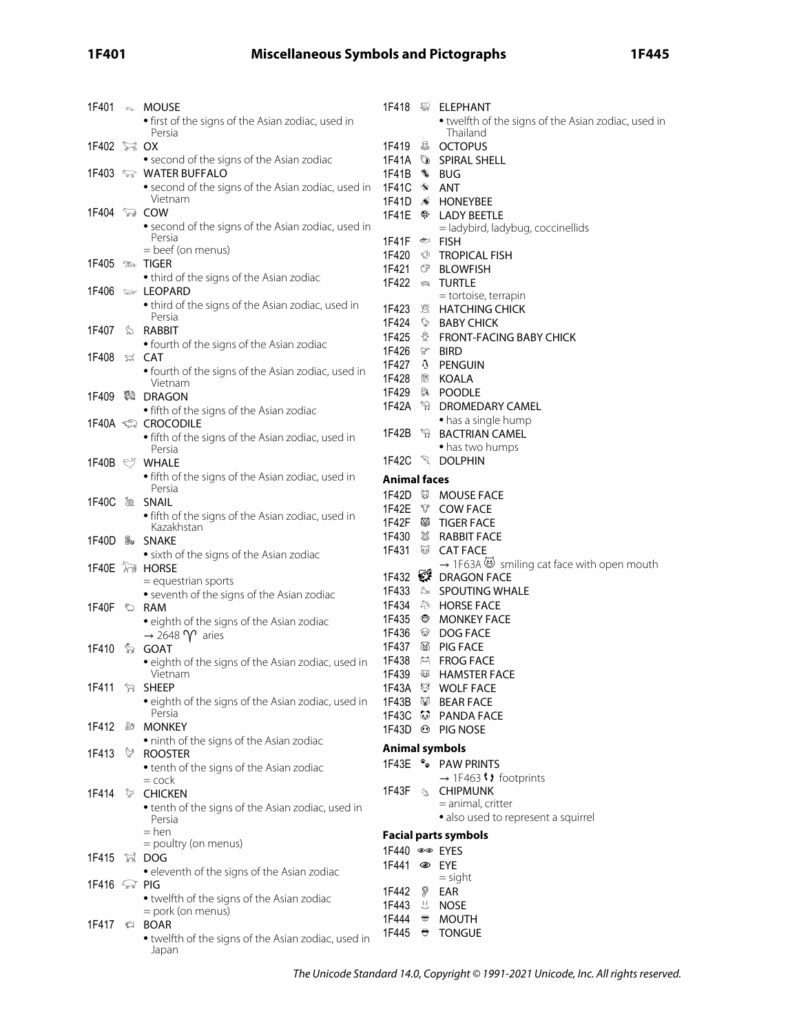1F401 🐁 MOUSE
- first of the signs of the Asian zodiac, used in Persia

1F402 🐂 OX
- second of the signs of the Asian zodiac

1F403 🐃 WATER BUFFALO
- second of the signs of the Asian zodiac, used in Vietnam

1F404 🐄 COW
- second of the signs of the Asian zodiac, used in Persia
- = beef (on menus)

1F405 🐅 TIGER
- third of the signs of the Asian zodiac

1F406 🐆 LEOPARD
- third of the signs of the Asian zodiac, used in Persia

1F407 🐇 RABBIT
- fourth of the signs of the Asian zodiac

1F408 🐈 CAT
- fourth of the signs of the Asian zodiac, used in Vietnam

1F409 🐉 DRAGON
- fifth of the signs of the Asian zodiac

1F40A 🐊 CROCODILE
- fifth of the signs of the Asian zodiac, used in Persia

1F40B 🐋 WHALE
- fifth of the signs of the Asian zodiac, used in Persia

1F40C 🐌 SNAIL
- fifth of the signs of the Asian zodiac, used in Kazakhstan

1F40D 🐍 SNAKE
- sixth of the signs of the Asian zodiac

1F40E 🐎 HORSE
- = equestrian sports
- seventh of the signs of the Asian zodiac

1F40F 🐏 RAM
- eighth of the signs of the Asian zodiac
- → 2648 ♈ aries

1F410 🐐 GOAT
- eighth of the signs of the Asian zodiac, used in Vietnam

1F411 🐑 SHEEP
- eighth of the signs of the Asian zodiac, used in Persia

1F412 🐒 MONKEY
- ninth of the signs of the Asian zodiac

1F413 🐓 ROOSTER
- tenth of the signs of the Asian zodiac
- = cock

1F414 🐔 CHICKEN
- tenth of the signs of the Asian zodiac, used in Persia
- = hen
- = poultry (on menus)

1F415 🐕 DOG
- eleventh of the signs of the Asian zodiac

1F416 🐖 PIG
- twelfth of the signs of the Asian zodiac
- = pork (on menus)

1F417 🐗 BOAR
- twelfth of the signs of the Asian zodiac, used in Japan

1F418 🐘 ELEPHANT
- twelfth of the signs of the Asian zodiac, used in Thailand

1F419 🐙 OCTOPUS

1F41A 🐚 SPIRAL SHELL

1F41B 🐛 BUG

1F41C 🐜 ANT

1F41D 🐝 HONEYBEE

1F41E 🐞 LADY BEETLE
- = ladybird, ladybug, coccinellids

1F41F 🐟 FISH

1F420 🐠 TROPICAL FISH

1F421 🐡 BLOWFISH

1F422 🐢 TURTLE
- = tortoise, terrapin

1F423 🐣 HATCHING CHICK

1F424 🐤 BABY CHICK

1F425 🐥 FRONT-FACING BABY CHICK

1F426 🐦 BIRD

1F427 🐧 PENGUIN

1F428 🐨 KOALA

1F429 🐩 POODLE

1F42A 🐪 DROMEDARY CAMEL
- has a single hump

1F42B 🐫 BACTRIAN CAMEL
- has two humps

1F42C 🐬 DOLPHIN

### Animal faces

1F42D 🐭 MOUSE FACE

1F42E 🐮 COW FACE

1F42F 🐯 TIGER FACE

1F430 🐰 RABBIT FACE

1F431 🐱 CAT FACE
- → 1F63A 😺 smiling cat face with open mouth

1F432 🐲 DRAGON FACE

1F433 🐳 SPOUTING WHALE

1F434 🐴 HORSE FACE

1F435 🐵 MONKEY FACE

1F436 🐶 DOG FACE

1F437 🐷 PIG FACE

1F438 🐸 FROG FACE

1F439 🐹 HAMSTER FACE

1F43A 🐺 WOLF FACE

1F43B 🐻 BEAR FACE

1F43C 🐼 PANDA FACE

1F43D 🐽 PIG NOSE

### Animal symbols

1F43E 🐾 PAW PRINTS
- → 1F463 👣 footprints

1F43F 🐿 CHIPMUNK
- = animal, critter
- also used to represent a squirrel

### Facial parts symbols

1F440 👀 EYES

1F441 👁 EYE
- = sight

1F442 👂 EAR

1F443 👃 NOSE

1F444 👄 MOUTH

1F445 👅 TONGUE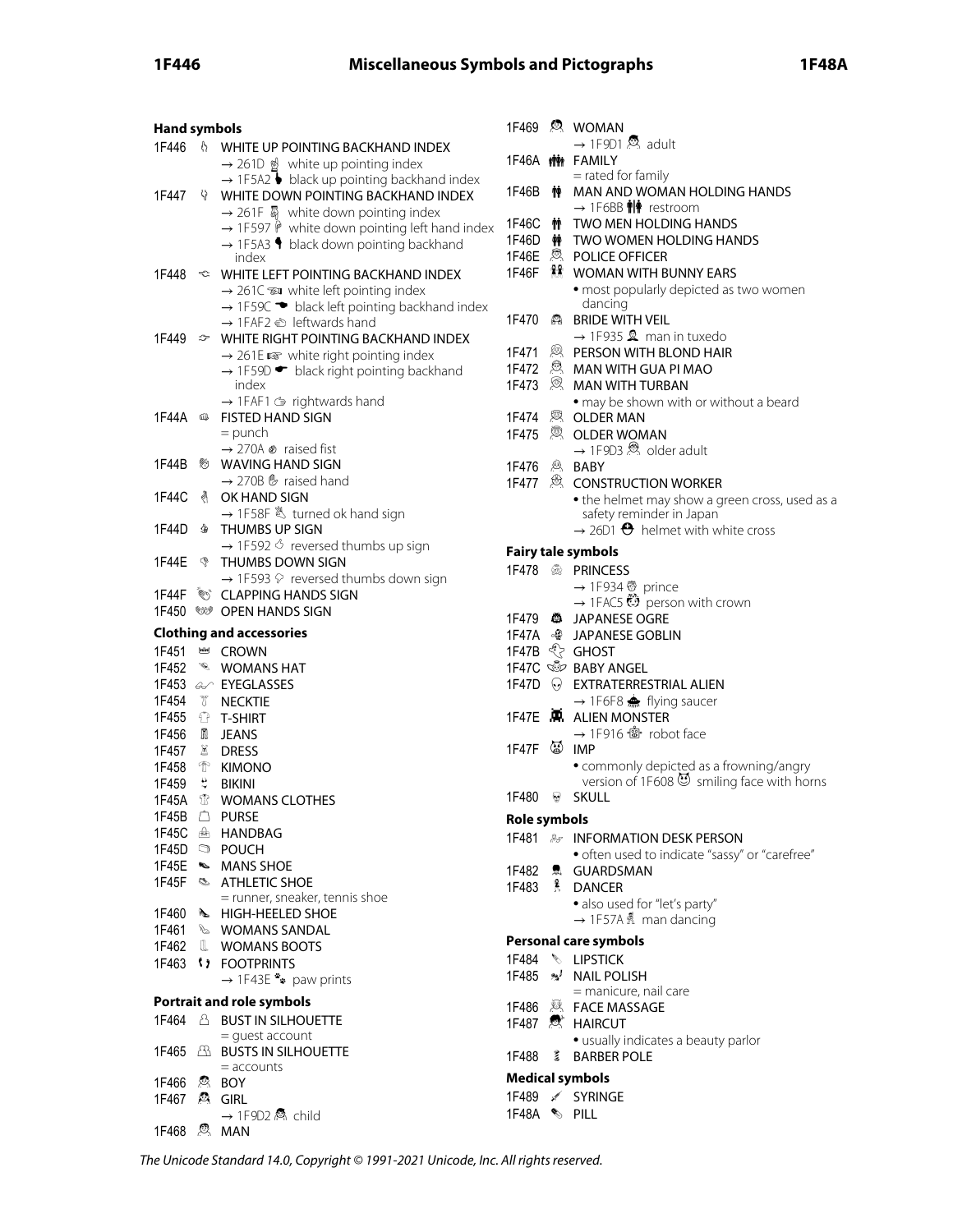### Hand symbols

1F446 👆 WHITE UP POINTING BACKHAND INDEX
- → 261D ☝ white up pointing index
- → 1F5A2 black up pointing backhand index

1F447 👇 WHITE DOWN POINTING BACKHAND INDEX
- → 261F ☟ white down pointing index
- → 1F597 white down pointing left hand index
- → 1F5A3 black down pointing backhand index

1F448 👈 WHITE LEFT POINTING BACKHAND INDEX
- → 261C ☜ white left pointing index
- → 1F59C black left pointing backhand index
- → 1FAF2 leftwards hand

1F449 👉 WHITE RIGHT POINTING BACKHAND INDEX
- → 261E ☞ white right pointing index
- → 1F59D black right pointing backhand index
- → 1FAF1 rightwards hand

1F44A 👊 FISTED HAND SIGN
- = punch
- → 270A ✊ raised fist

1F44B 👋 WAVING HAND SIGN
- → 270B ✋ raised hand

1F44C 👌 OK HAND SIGN
- → 1F58F turned ok hand sign

1F44D 👍 THUMBS UP SIGN
- → 1F592 reversed thumbs up sign

1F44E 👎 THUMBS DOWN SIGN
- → 1F593 reversed thumbs down sign

1F44F 👏 CLAPPING HANDS SIGN

1F450 👐 OPEN HANDS SIGN

### Clothing and accessories

1F451 👑 CROWN

1F452 👒 WOMANS HAT

1F453 👓 EYEGLASSES

1F454 👔 NECKTIE

1F455 👕 T-SHIRT

1F456 👖 JEANS

1F457 👗 DRESS

1F458 👘 KIMONO

1F459 👙 BIKINI

1F45A 👚 WOMANS CLOTHES

1F45B 👛 PURSE

1F45C 👜 HANDBAG

1F45D 👝 POUCH

1F45E 👞 MANS SHOE

1F45F 👟 ATHLETIC SHOE
- = runner, sneaker, tennis shoe

1F460 👠 HIGH-HEELED SHOE

1F461 👡 WOMANS SANDAL

1F462 👢 WOMANS BOOTS

1F463 👣 FOOTPRINTS
- → 1F43E 🐾 paw prints

### Portrait and role symbols

1F464 👤 BUST IN SILHOUETTE
- = guest account

1F465 👥 BUSTS IN SILHOUETTE
- = accounts

1F466 👦 BOY

1F467 👧 GIRL
- → 1F9D2 🧒 child

1F468 👨 MAN

1F469 👩 WOMAN
- → 1F9D1 🧑 adult

1F46A 👪 FAMILY
- = rated for family

1F46B 👫 MAN AND WOMAN HOLDING HANDS
- → 1F6BB 🚻 restroom

1F46C 👬 TWO MEN HOLDING HANDS

1F46D 👭 TWO WOMEN HOLDING HANDS

1F46E 👮 POLICE OFFICER

1F46F 👯 WOMAN WITH BUNNY EARS
- • most popularly depicted as two women dancing

1F470 👰 BRIDE WITH VEIL
- → 1F935 🤵 man in tuxedo

1F471 👱 PERSON WITH BLOND HAIR

1F472 👲 MAN WITH GUA PI MAO

1F473 👳 MAN WITH TURBAN
- • may be shown with or without a beard

1F474 👴 OLDER MAN

1F475 👵 OLDER WOMAN
- → 1F9D3 🧓 older adult

1F476 👶 BABY

1F477 👷 CONSTRUCTION WORKER
- • the helmet may show a green cross, used as a safety reminder in Japan
- → 26D1 ⛑ helmet with white cross

### Fairy tale symbols

1F478 👸 PRINCESS
- → 1F934 🤴 prince
- → 1FAC5 person with crown

1F479 👹 JAPANESE OGRE

1F47A 👺 JAPANESE GOBLIN

1F47B 👻 GHOST

1F47C 👼 BABY ANGEL

1F47D 👽 EXTRATERRESTRIAL ALIEN
- → 1F6F8 🛸 flying saucer

1F47E 👾 ALIEN MONSTER
- → 1F916 🤖 robot face

1F47F 👿 IMP
- • commonly depicted as a frowning/angry version of 1F608 😈 smiling face with horns

1F480 💀 SKULL

### Role symbols

1F481 💁 INFORMATION DESK PERSON
- • often used to indicate "sassy" or "carefree"

1F482 💂 GUARDSMAN

1F483 💃 DANCER
- • also used for "let's party"
- → 1F57A 🕺 man dancing

### Personal care symbols

1F484 💄 LIPSTICK

1F485 💅 NAIL POLISH
- = manicure, nail care

1F486 💆 FACE MASSAGE

1F487 💇 HAIRCUT
- • usually indicates a beauty parlor

1F488 💈 BARBER POLE

### Medical symbols

1F489 💉 SYRINGE

1F48A 💊 PILL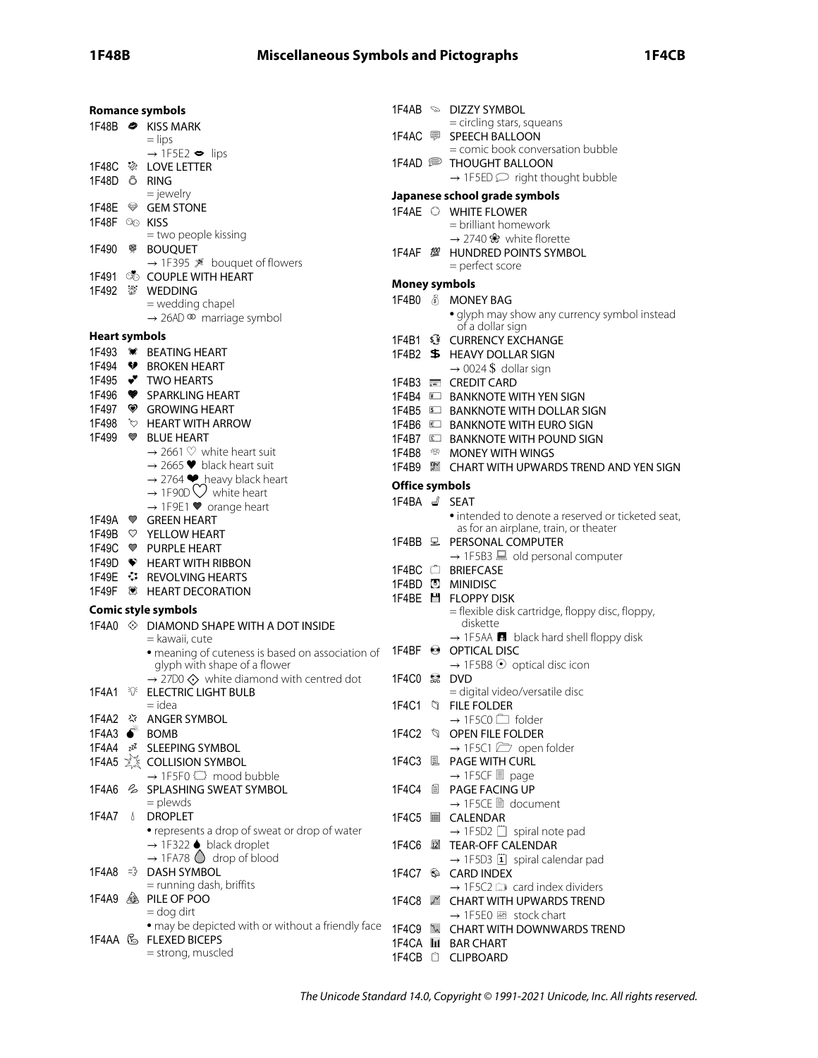### Romance symbols

1F48B 💋 KISS MARK
= lips
→ 1F5E2 👄 lips

1F48C 💌 LOVE LETTER

1F48D 💍 RING
= jewelry

1F48E 💎 GEM STONE

1F48F 💏 KISS
= two people kissing

1F490 💐 BOUQUET
→ 1F395 🎕 bouquet of flowers

1F491 💑 COUPLE WITH HEART

1F492 💒 WEDDING
= wedding chapel
→ 26AD ⚭ marriage symbol

### Heart symbols

1F493 💓 BEATING HEART

1F494 💔 BROKEN HEART

1F495 💕 TWO HEARTS

1F496 💖 SPARKLING HEART

1F497 💗 GROWING HEART

1F498 💘 HEART WITH ARROW

1F499 💙 BLUE HEART
→ 2661 ♡ white heart suit
→ 2665 ♥ black heart suit
→ 2764 ❤ heavy black heart
→ 1F90D 🤍 white heart
→ 1F9E1 🧡 orange heart

1F49A 💚 GREEN HEART

1F49B 💛 YELLOW HEART

1F49C 💜 PURPLE HEART

1F49D 💝 HEART WITH RIBBON

1F49E 💞 REVOLVING HEARTS

1F49F 💟 HEART DECORATION

### Comic style symbols

1F4A0 💠 DIAMOND SHAPE WITH A DOT INSIDE
= kawaii, cute
• meaning of cuteness is based on association of glyph with shape of a flower
→ 27D0 ⟐ white diamond with centred dot

1F4A1 💡 ELECTRIC LIGHT BULB
= idea

1F4A2 💢 ANGER SYMBOL

1F4A3 💣 BOMB

1F4A4 💤 SLEEPING SYMBOL

1F4A5 💥 COLLISION SYMBOL
→ 1F5F0 🗰 mood bubble

1F4A6 💦 SPLASHING SWEAT SYMBOL
= plewds

1F4A7 💧 DROPLET
• represents a drop of sweat or drop of water
→ 1F322 🌢 black droplet
→ 1FA78 🩸 drop of blood

1F4A8 💨 DASH SYMBOL
= running dash, briffits

1F4A9 💩 PILE OF POO
= dog dirt
• may be depicted with or without a friendly face

1F4AA 💪 FLEXED BICEPS
= strong, muscled

1F4AB 💫 DIZZY SYMBOL
= circling stars, squeans

1F4AC 💬 SPEECH BALLOON
= comic book conversation bubble

1F4AD 💭 THOUGHT BALLOON
→ 1F5ED 🗭 right thought bubble

### Japanese school grade symbols

1F4AE 💮 WHITE FLOWER
= brilliant homework
→ 2740 ❀ white florette

1F4AF 💯 HUNDRED POINTS SYMBOL
= perfect score

### Money symbols

1F4B0 💰 MONEY BAG
• glyph may show any currency symbol instead of a dollar sign

1F4B1 💱 CURRENCY EXCHANGE

1F4B2 💲 HEAVY DOLLAR SIGN
→ 0024 $ dollar sign

1F4B3 💳 CREDIT CARD

1F4B4 💴 BANKNOTE WITH YEN SIGN

1F4B5 💵 BANKNOTE WITH DOLLAR SIGN

1F4B6 💶 BANKNOTE WITH EURO SIGN

1F4B7 💷 BANKNOTE WITH POUND SIGN

1F4B8 💸 MONEY WITH WINGS

1F4B9 💹 CHART WITH UPWARDS TREND AND YEN SIGN

### Office symbols

1F4BA 💺 SEAT
• intended to denote a reserved or ticketed seat, as for an airplane, train, or theater

1F4BB 💻 PERSONAL COMPUTER
→ 1F5B3 🖳 old personal computer

1F4BC 💼 BRIEFCASE

1F4BD 💽 MINIDISC

1F4BE 💾 FLOPPY DISK
= flexible disk cartridge, floppy disc, floppy, diskette
→ 1F5AA 🖪 black hard shell floppy disk

1F4BF 💿 OPTICAL DISC
→ 1F5B8 🖸 optical disc icon

1F4C0 📀 DVD
= digital video/versatile disc

1F4C1 📁 FILE FOLDER
→ 1F5C0 🗀 folder

1F4C2 📂 OPEN FILE FOLDER
→ 1F5C1 🗁 open folder

1F4C3 📃 PAGE WITH CURL
→ 1F5CF 🗏 page

1F4C4 📄 PAGE FACING UP
→ 1F5CE 🗎 document

1F4C5 📅 CALENDAR
→ 1F5D2 🗒 spiral note pad

1F4C6 📆 TEAR-OFF CALENDAR
→ 1F5D3 🗓 spiral calendar pad

1F4C7 📇 CARD INDEX
→ 1F5C2 🗂 card index dividers

1F4C8 📈 CHART WITH UPWARDS TREND
→ 1F5E0 🗠 stock chart

1F4C9 📉 CHART WITH DOWNWARDS TREND

1F4CA 📊 BAR CHART

1F4CB 📋 CLIPBOARD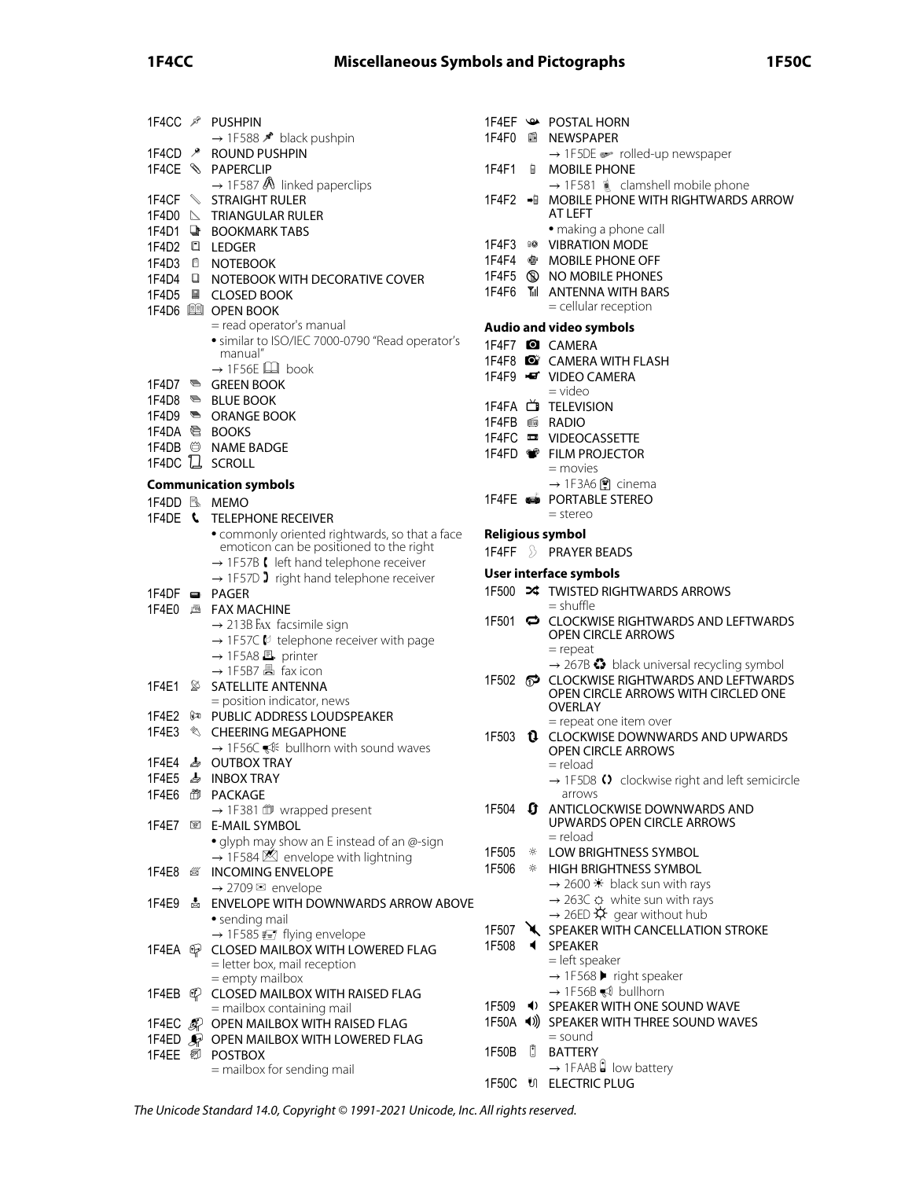1F4CC 📌 PUSHPIN
→ 1F588 🖈 black pushpin
1F4CD 📍 ROUND PUSHPIN
1F4CE 📎 PAPERCLIP
→ 1F587 🖇 linked paperclips
1F4CF 📏 STRAIGHT RULER
1F4D0 📐 TRIANGULAR RULER
1F4D1 📑 BOOKMARK TABS
1F4D2 📒 LEDGER
1F4D3 📓 NOTEBOOK
1F4D4 📔 NOTEBOOK WITH DECORATIVE COVER
1F4D5 📕 CLOSED BOOK
1F4D6 📖 OPEN BOOK
= read operator's manual
• similar to ISO/IEC 7000-0790 "Read operator's manual"
→ 1F56E 🕮 book
1F4D7 📗 GREEN BOOK
1F4D8 📘 BLUE BOOK
1F4D9 📙 ORANGE BOOK
1F4DA 📚 BOOKS
1F4DB 📛 NAME BADGE
1F4DC 📜 SCROLL

**Communication symbols**

1F4DD 📝 MEMO
1F4DE 📞 TELEPHONE RECEIVER
• commonly oriented rightwards, so that a face emoticon can be positioned to the right
→ 1F57B 🕻 left hand telephone receiver
→ 1F57D 🕽 right hand telephone receiver
1F4DF 📟 PAGER
1F4E0 📠 FAX MACHINE
→ 213B ℻ facsimile sign
→ 1F57C 🕼 telephone receiver with page
→ 1F5A8 🖨 printer
→ 1F5B7 🖷 fax icon
1F4E1 📡 SATELLITE ANTENNA
= position indicator, news
1F4E2 📢 PUBLIC ADDRESS LOUDSPEAKER
1F4E3 📣 CHEERING MEGAPHONE
→ 1F56C 🕬 bullhorn with sound waves
1F4E4 📤 OUTBOX TRAY
1F4E5 📥 INBOX TRAY
1F4E6 📦 PACKAGE
→ 1F381 🎁 wrapped present
1F4E7 📧 E-MAIL SYMBOL
• glyph may show an E instead of an @-sign
→ 1F584 🖄 envelope with lightning
1F4E8 📨 INCOMING ENVELOPE
→ 2709 ✉ envelope
1F4E9 📩 ENVELOPE WITH DOWNWARDS ARROW ABOVE
• sending mail
→ 1F585 🖅 flying envelope
1F4EA 📪 CLOSED MAILBOX WITH LOWERED FLAG
= letter box, mail reception
= empty mailbox
1F4EB 📫 CLOSED MAILBOX WITH RAISED FLAG
= mailbox containing mail
1F4EC 📬 OPEN MAILBOX WITH RAISED FLAG
1F4ED 📭 OPEN MAILBOX WITH LOWERED FLAG
1F4EE 📮 POSTBOX
= mailbox for sending mail
1F4EF 📯 POSTAL HORN
1F4F0 📰 NEWSPAPER
→ 1F5DE 🗞 rolled-up newspaper
1F4F1 📱 MOBILE PHONE
→ 1F581 🖁 clamshell mobile phone
1F4F2 📲 MOBILE PHONE WITH RIGHTWARDS ARROW AT LEFT
• making a phone call
1F4F3 📳 VIBRATION MODE
1F4F4 📴 MOBILE PHONE OFF
1F4F5 📵 NO MOBILE PHONES
1F4F6 📶 ANTENNA WITH BARS
= cellular reception

**Audio and video symbols**

1F4F7 📷 CAMERA
1F4F8 📸 CAMERA WITH FLASH
1F4F9 📹 VIDEO CAMERA
= video
1F4FA 📺 TELEVISION
1F4FB 📻 RADIO
1F4FC 📼 VIDEOCASSETTE
1F4FD 📽 FILM PROJECTOR
= movies
→ 1F3A6 🎦 cinema
1F4FE 📾 PORTABLE STEREO
= stereo

**Religious symbol**

1F4FF 📿 PRAYER BEADS

**User interface symbols**

1F500 🔀 TWISTED RIGHTWARDS ARROWS
= shuffle
1F501 🔁 CLOCKWISE RIGHTWARDS AND LEFTWARDS OPEN CIRCLE ARROWS
= repeat
→ 267B ♻ black universal recycling symbol
1F502 🔂 CLOCKWISE RIGHTWARDS AND LEFTWARDS OPEN CIRCLE ARROWS WITH CIRCLED ONE OVERLAY
= repeat one item over
1F503 🔃 CLOCKWISE DOWNWARDS AND UPWARDS OPEN CIRCLE ARROWS
= reload
→ 1F5D8 🗘 clockwise right and left semicircle arrows
1F504 🔄 ANTICLOCKWISE DOWNWARDS AND UPWARDS OPEN CIRCLE ARROWS
= reload
1F505 🔅 LOW BRIGHTNESS SYMBOL
1F506 🔆 HIGH BRIGHTNESS SYMBOL
→ 2600 ☀ black sun with rays
→ 263C ☼ white sun with rays
→ 26ED ⛭ gear without hub
1F507 🔇 SPEAKER WITH CANCELLATION STROKE
1F508 🔈 SPEAKER
= left speaker
→ 1F568 🕨 right speaker
→ 1F56B 🕫 bullhorn
1F509 🔉 SPEAKER WITH ONE SOUND WAVE
1F50A 🔊 SPEAKER WITH THREE SOUND WAVES
= sound
1F50B 🔋 BATTERY
→ 1FAAB 🪫 low battery
1F50C 🔌 ELECTRIC PLUG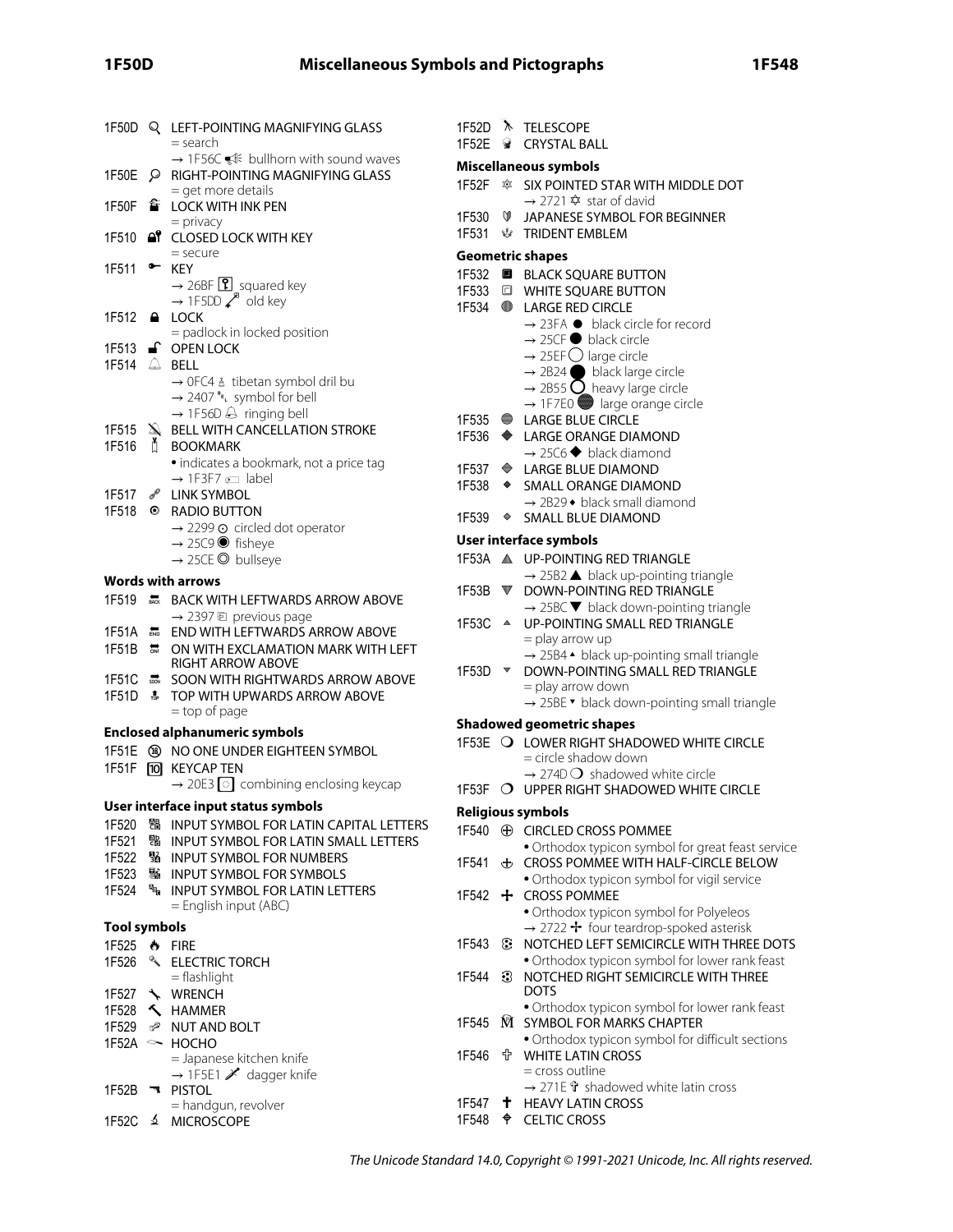1F50D 🔍 LEFT-POINTING MAGNIFYING GLASS
= search
→ 1F56C 🕬 bullhorn with sound waves

1F50E 🔎 RIGHT-POINTING MAGNIFYING GLASS
= get more details

1F50F 🔏 LOCK WITH INK PEN
= privacy

1F510 🔐 CLOSED LOCK WITH KEY
= secure

1F511 🔑 KEY
→ 26BF ⚿ squared key
→ 1F5DD 🗝 old key

1F512 🔒 LOCK
= padlock in locked position

1F513 🔓 OPEN LOCK

1F514 🔔 BELL
→ 0FC4 ࿄ tibetan symbol dril bu
→ 2407 ␇ symbol for bell
→ 1F56D 🕭 ringing bell

1F515 🔕 BELL WITH CANCELLATION STROKE

1F516 🔖 BOOKMARK
• indicates a bookmark, not a price tag
→ 1F3F7 🏷 label

1F517 🔗 LINK SYMBOL

1F518 🔘 RADIO BUTTON
→ 2299 ⊙ circled dot operator
→ 25C9 ◉ fisheye
→ 25CE ◎ bullseye

**Words with arrows**

1F519 🔙 BACK WITH LEFTWARDS ARROW ABOVE
→ 2397 ⎗ previous page

1F51A 🔚 END WITH LEFTWARDS ARROW ABOVE

1F51B 🔛 ON WITH EXCLAMATION MARK WITH LEFT RIGHT ARROW ABOVE

1F51C 🔜 SOON WITH RIGHTWARDS ARROW ABOVE

1F51D 🔝 TOP WITH UPWARDS ARROW ABOVE
= top of page

**Enclosed alphanumeric symbols**

1F51E 🔞 NO ONE UNDER EIGHTEEN SYMBOL

1F51F 🔟 KEYCAP TEN
→ 20E3 ⃣ combining enclosing keycap

**User interface input status symbols**

1F520 🔠 INPUT SYMBOL FOR LATIN CAPITAL LETTERS

1F521 🔡 INPUT SYMBOL FOR LATIN SMALL LETTERS

1F522 🔢 INPUT SYMBOL FOR NUMBERS

1F523 🔣 INPUT SYMBOL FOR SYMBOLS

1F524 🔤 INPUT SYMBOL FOR LATIN LETTERS
= English input (ABC)

**Tool symbols**

1F525 🔥 FIRE

1F526 🔦 ELECTRIC TORCH
= flashlight

1F527 🔧 WRENCH

1F528 🔨 HAMMER

1F529 🔩 NUT AND BOLT

1F52A 🔪 HOCHO
= Japanese kitchen knife
→ 1F5E1 🗡 dagger knife

1F52B 🔫 PISTOL
= handgun, revolver

1F52C 🔬 MICROSCOPE

1F52D 🔭 TELESCOPE

1F52E 🔮 CRYSTAL BALL

**Miscellaneous symbols**

1F52F 🔯 SIX POINTED STAR WITH MIDDLE DOT
→ 2721 ✡ star of david

1F530 🔰 JAPANESE SYMBOL FOR BEGINNER

1F531 🔱 TRIDENT EMBLEM

**Geometric shapes**

1F532 🔲 BLACK SQUARE BUTTON

1F533 🔳 WHITE SQUARE BUTTON

1F534 🔴 LARGE RED CIRCLE
→ 23FA ⏺ black circle for record
→ 25CF ● black circle
→ 25EF ◯ large circle
→ 2B24 ⬤ black large circle
→ 2B55 ⭕ heavy large circle
→ 1F7E0 🟠 large orange circle

1F535 🔵 LARGE BLUE CIRCLE

1F536 🔶 LARGE ORANGE DIAMOND
→ 25C6 ◆ black diamond

1F537 🔷 LARGE BLUE DIAMOND

1F538 🔸 SMALL ORANGE DIAMOND
→ 2B29 ⬩ black small diamond

1F539 🔹 SMALL BLUE DIAMOND

**User interface symbols**

1F53A 🔺 UP-POINTING RED TRIANGLE
→ 25B2 ▲ black up-pointing triangle

1F53B 🔻 DOWN-POINTING RED TRIANGLE
→ 25BC ▼ black down-pointing triangle

1F53C 🔼 UP-POINTING SMALL RED TRIANGLE
= play arrow up
→ 25B4 ▴ black up-pointing small triangle

1F53D 🔽 DOWN-POINTING SMALL RED TRIANGLE
= play arrow down
→ 25BE ▾ black down-pointing small triangle

**Shadowed geometric shapes**

1F53E 🔾 LOWER RIGHT SHADOWED WHITE CIRCLE
= circle shadow down
→ 274D ❍ shadowed white circle

1F53F 🔿 UPPER RIGHT SHADOWED WHITE CIRCLE

**Religious symbols**

1F540 🕀 CIRCLED CROSS POMMEE
• Orthodox typicon symbol for great feast service

1F541 🕁 CROSS POMMEE WITH HALF-CIRCLE BELOW
• Orthodox typicon symbol for vigil service

1F542 🕂 CROSS POMMEE
• Orthodox typicon symbol for Polyeleos
→ 2722 ✢ four teardrop-spoked asterisk

1F543 🕃 NOTCHED LEFT SEMICIRCLE WITH THREE DOTS
• Orthodox typicon symbol for lower rank feast

1F544 🕄 NOTCHED RIGHT SEMICIRCLE WITH THREE DOTS
• Orthodox typicon symbol for lower rank feast

1F545 🕅 SYMBOL FOR MARKS CHAPTER
• Orthodox typicon symbol for difficult sections

1F546 🕆 WHITE LATIN CROSS
= cross outline
→ 271E ✞ shadowed white latin cross

1F547 🕇 HEAVY LATIN CROSS

1F548 🕈 CELTIC CROSS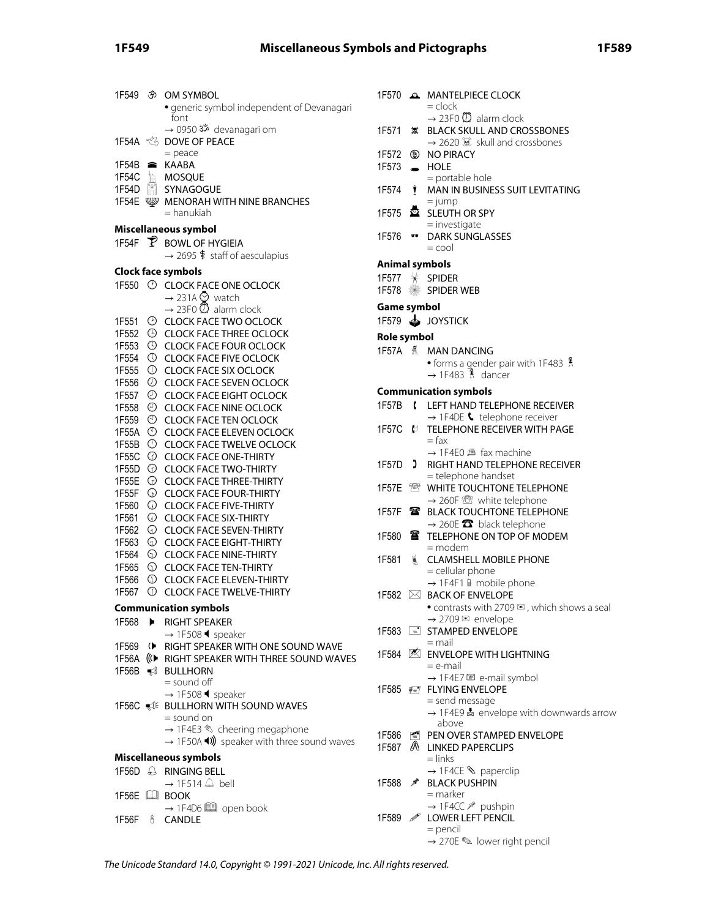1F549 🕉 OM SYMBOL
- generic symbol independent of Devanagari font
- → 0950 ॐ devanagari om

1F54A 🕊 DOVE OF PEACE
- = peace

1F54B 🕋 KAABA

1F54C 🕌 MOSQUE

1F54D 🕍 SYNAGOGUE

1F54E 🕎 MENORAH WITH NINE BRANCHES
- = hanukiah

**Miscellaneous symbol**

1F54F 🕏 BOWL OF HYGIEIA
- → 2695 ⚕ staff of aesculapius

**Clock face symbols**

1F550 🕐 CLOCK FACE ONE OCLOCK
- → 231A ⌚ watch
- → 23F0 ⏰ alarm clock

1F551 🕑 CLOCK FACE TWO OCLOCK

1F552 🕒 CLOCK FACE THREE OCLOCK

1F553 🕓 CLOCK FACE FOUR OCLOCK

1F554 🕔 CLOCK FACE FIVE OCLOCK

1F555 🕕 CLOCK FACE SIX OCLOCK

1F556 🕖 CLOCK FACE SEVEN OCLOCK

1F557 🕗 CLOCK FACE EIGHT OCLOCK

1F558 🕘 CLOCK FACE NINE OCLOCK

1F559 🕙 CLOCK FACE TEN OCLOCK

1F55A 🕚 CLOCK FACE ELEVEN OCLOCK

1F55B 🕛 CLOCK FACE TWELVE OCLOCK

1F55C 🕜 CLOCK FACE ONE-THIRTY

1F55D 🕝 CLOCK FACE TWO-THIRTY

1F55E 🕞 CLOCK FACE THREE-THIRTY

1F55F 🕟 CLOCK FACE FOUR-THIRTY

1F560 🕠 CLOCK FACE FIVE-THIRTY

1F561 🕡 CLOCK FACE SIX-THIRTY

1F562 🕢 CLOCK FACE SEVEN-THIRTY

1F563 🕣 CLOCK FACE EIGHT-THIRTY

1F564 🕤 CLOCK FACE NINE-THIRTY

1F565 🕥 CLOCK FACE TEN-THIRTY

1F566 🕦 CLOCK FACE ELEVEN-THIRTY

1F567 🕧 CLOCK FACE TWELVE-THIRTY

**Communication symbols**

1F568 🕨 RIGHT SPEAKER
- → 1F508 🔈 speaker

1F569 🕩 RIGHT SPEAKER WITH ONE SOUND WAVE

1F56A 🕪 RIGHT SPEAKER WITH THREE SOUND WAVES

1F56B 🕫 BULLHORN
- = sound off
- → 1F508 🔈 speaker

1F56C 🕬 BULLHORN WITH SOUND WAVES
- = sound on
- → 1F4E3 📣 cheering megaphone
- → 1F50A 🔊 speaker with three sound waves

**Miscellaneous symbols**

1F56D 🕭 RINGING BELL
- → 1F514 🔔 bell

1F56E 🕮 BOOK
- → 1F4D6 📖 open book

1F56F 🕯 CANDLE

1F570 🕰 MANTELPIECE CLOCK
- = clock
- → 23F0 ⏰ alarm clock

1F571 🕱 BLACK SKULL AND CROSSBONES
- → 2620 ☠ skull and crossbones

1F572 🕲 NO PIRACY

1F573 🕳 HOLE
- = portable hole

1F574 🕴 MAN IN BUSINESS SUIT LEVITATING
- = jump

1F575 🕵 SLEUTH OR SPY
- = investigate

1F576 🕶 DARK SUNGLASSES
- = cool

**Animal symbols**

1F577 🕷 SPIDER

1F578 🕸 SPIDER WEB

**Game symbol**

1F579 🕹 JOYSTICK

**Role symbol**

1F57A 🕺 MAN DANCING
- forms a gender pair with 1F483 💃
- → 1F483 💃 dancer

**Communication symbols**

1F57B 🕻 LEFT HAND TELEPHONE RECEIVER
- → 1F4DE 📞 telephone receiver

1F57C 🕼 TELEPHONE RECEIVER WITH PAGE
- = fax
- → 1F4E0 📠 fax machine

1F57D 🕽 RIGHT HAND TELEPHONE RECEIVER
- = telephone handset

1F57E 🕾 WHITE TOUCHTONE TELEPHONE
- → 260F ☏ white telephone

1F57F 🕿 BLACK TOUCHTONE TELEPHONE
- → 260E ☎ black telephone

1F580 🖀 TELEPHONE ON TOP OF MODEM
- = modem

1F581 🖁 CLAMSHELL MOBILE PHONE
- = cellular phone
- → 1F4F1 📱 mobile phone

1F582 🖂 BACK OF ENVELOPE
- contrasts with 2709 ✉, which shows a seal
- → 2709 ✉ envelope

1F583 🖃 STAMPED ENVELOPE
- = mail

1F584 🖄 ENVELOPE WITH LIGHTNING
- = e-mail
- → 1F4E7 📧 e-mail symbol

1F585 🖅 FLYING ENVELOPE
- = send message
- → 1F4E9 📩 envelope with downwards arrow above

1F586 🖆 PEN OVER STAMPED ENVELOPE

1F587 🖇 LINKED PAPERCLIPS
- = links
- → 1F4CE 📎 paperclip

1F588 🖈 BLACK PUSHPIN
- = marker
- → 1F4CC 📌 pushpin

1F589 🖉 LOWER LEFT PENCIL
- = pencil
- → 270E ✎ lower right pencil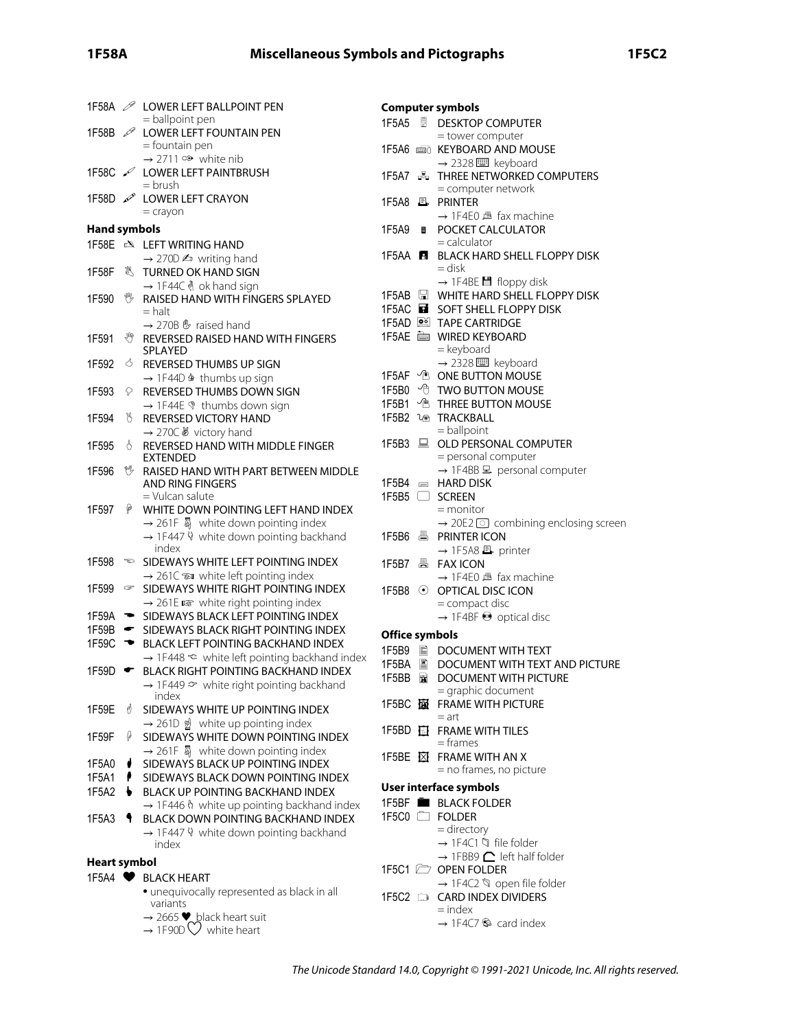1F58A 🖊 LOWER LEFT BALLPOINT PEN
= ballpoint pen

1F58B 🖋 LOWER LEFT FOUNTAIN PEN
= fountain pen
→ 2711 ✑ white nib

1F58C 🖌 LOWER LEFT PAINTBRUSH
= brush

1F58D 🖍 LOWER LEFT CRAYON
= crayon

**Hand symbols**

1F58E 🖎 LEFT WRITING HAND
→ 270D ✍ writing hand

1F58F 🖏 TURNED OK HAND SIGN
→ 1F44C 👌 ok hand sign

1F590 🖐 RAISED HAND WITH FINGERS SPLAYED
= halt
→ 270B ✋ raised hand

1F591 🖑 REVERSED RAISED HAND WITH FINGERS SPLAYED

1F592 🖒 REVERSED THUMBS UP SIGN
→ 1F44D 👍 thumbs up sign

1F593 🖓 REVERSED THUMBS DOWN SIGN
→ 1F44E 👎 thumbs down sign

1F594 🖔 REVERSED VICTORY HAND
→ 270C ✌ victory hand

1F595 🖕 REVERSED HAND WITH MIDDLE FINGER EXTENDED

1F596 🖖 RAISED HAND WITH PART BETWEEN MIDDLE AND RING FINGERS
= Vulcan salute

1F597 🖗 WHITE DOWN POINTING LEFT HAND INDEX
→ 261F ☟ white down pointing index
→ 1F447 👇 white down pointing backhand index

1F598 🖘 SIDEWAYS WHITE LEFT POINTING INDEX
→ 261C ☜ white left pointing index

1F599 🖙 SIDEWAYS WHITE RIGHT POINTING INDEX
→ 261E ☞ white right pointing index

1F59A 🖚 SIDEWAYS BLACK LEFT POINTING INDEX

1F59B 🖛 SIDEWAYS BLACK RIGHT POINTING INDEX

1F59C 🖜 BLACK LEFT POINTING BACKHAND INDEX
→ 1F448 👈 white left pointing backhand index

1F59D 🖝 BLACK RIGHT POINTING BACKHAND INDEX
→ 1F449 👉 white right pointing backhand index

1F59E 🖞 SIDEWAYS WHITE UP POINTING INDEX
→ 261D ☝ white up pointing index

1F59F 🖟 SIDEWAYS WHITE DOWN POINTING INDEX
→ 261F ☟ white down pointing index

1F5A0 🖠 SIDEWAYS BLACK UP POINTING INDEX

1F5A1 🖡 SIDEWAYS BLACK DOWN POINTING INDEX

1F5A2 🖢 BLACK UP POINTING BACKHAND INDEX
→ 1F446 👆 white up pointing backhand index

1F5A3 🖣 BLACK DOWN POINTING BACKHAND INDEX
→ 1F447 👇 white down pointing backhand index

**Heart symbol**

1F5A4 🖤 BLACK HEART
• unequivocally represented as black in all variants
→ 2665 ♥ black heart suit
→ 1F90D 🤍 white heart

**Computer symbols**

1F5A5 🖥 DESKTOP COMPUTER
= tower computer

1F5A6 🖦 KEYBOARD AND MOUSE
→ 2328 ⌨ keyboard

1F5A7 🖧 THREE NETWORKED COMPUTERS
= computer network

1F5A8 🖨 PRINTER
→ 1F4E0 📠 fax machine

1F5A9 🖩 POCKET CALCULATOR
= calculator

1F5AA 🖪 BLACK HARD SHELL FLOPPY DISK
= disk
→ 1F4BE 💾 floppy disk

1F5AB 🖫 WHITE HARD SHELL FLOPPY DISK

1F5AC 🖬 SOFT SHELL FLOPPY DISK

1F5AD 🖭 TAPE CARTRIDGE

1F5AE 🖮 WIRED KEYBOARD
= keyboard
→ 2328 ⌨ keyboard

1F5AF 🖯 ONE BUTTON MOUSE

1F5B0 🖰 TWO BUTTON MOUSE

1F5B1 🖱 THREE BUTTON MOUSE

1F5B2 🖲 TRACKBALL
= ballpoint

1F5B3 🖳 OLD PERSONAL COMPUTER
= personal computer
→ 1F4BB 💻 personal computer

1F5B4 🖴 HARD DISK

1F5B5 🖵 SCREEN
= monitor
→ 20E2 ⃢ combining enclosing screen

1F5B6 🖶 PRINTER ICON
→ 1F5A8 🖨 printer

1F5B7 🖷 FAX ICON
→ 1F4E0 📠 fax machine

1F5B8 🖸 OPTICAL DISC ICON
= compact disc
→ 1F4BF 💿 optical disc

**Office symbols**

1F5B9 🖹 DOCUMENT WITH TEXT

1F5BA 🖺 DOCUMENT WITH TEXT AND PICTURE

1F5BB 🖻 DOCUMENT WITH PICTURE
= graphic document

1F5BC 🖼 FRAME WITH PICTURE
= art

1F5BD 🖽 FRAME WITH TILES
= frames

1F5BE 🖾 FRAME WITH AN X
= no frames, no picture

**User interface symbols**

1F5BF 🖿 BLACK FOLDER

1F5C0 🗀 FOLDER
= directory
→ 1F4C1 📁 file folder
→ 1FBB9 🮹 left half folder

1F5C1 🗁 OPEN FOLDER
→ 1F4C2 📂 open file folder

1F5C2 🗂 CARD INDEX DIVIDERS
= index
→ 1F4C7 📇 card index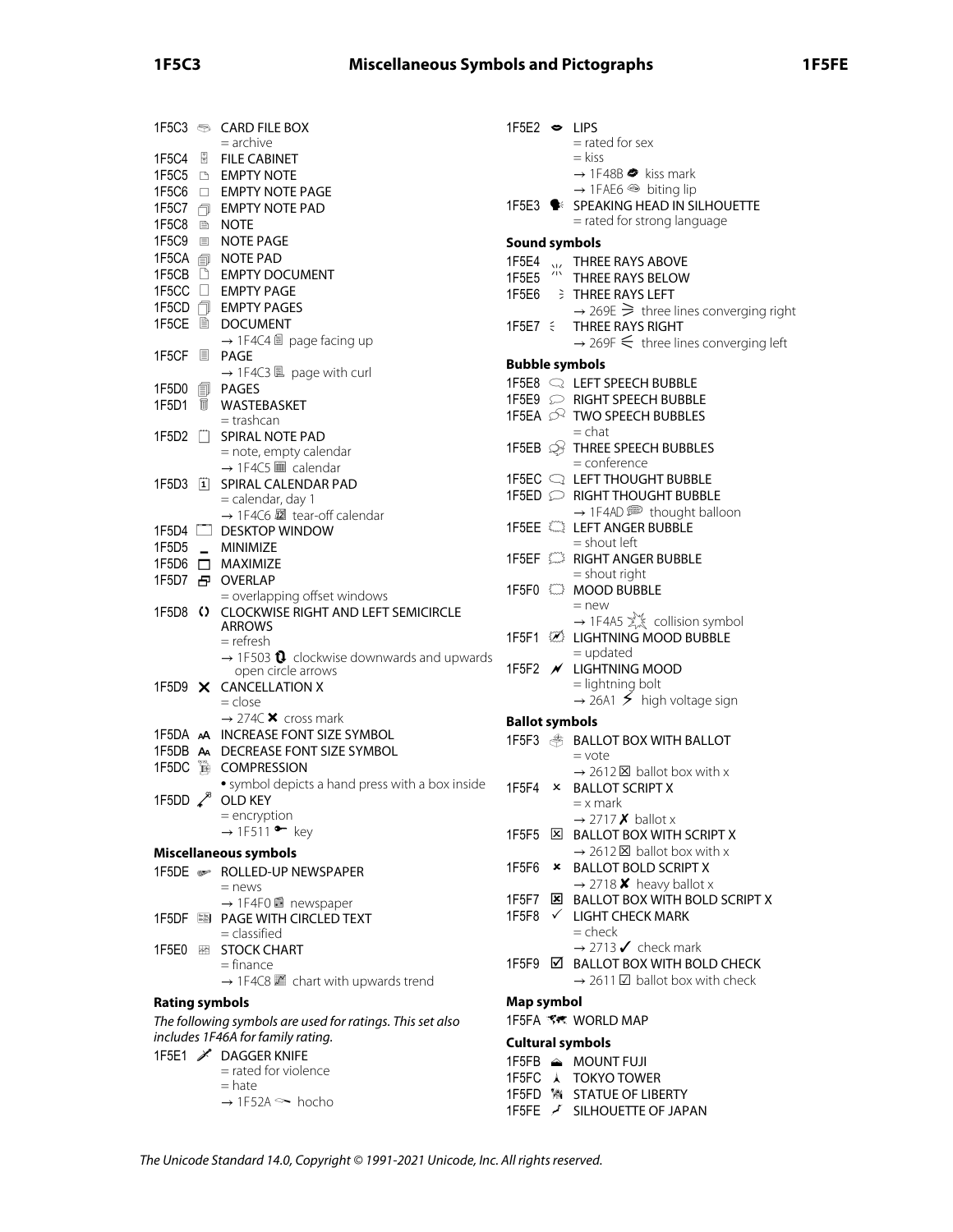1F5C3 🗃 CARD FILE BOX
= archive
1F5C4 🗄 FILE CABINET
1F5C5 🗅 EMPTY NOTE
1F5C6 🗆 EMPTY NOTE PAGE
1F5C7 🗇 EMPTY NOTE PAD
1F5C8 🗈 NOTE
1F5C9 🗉 NOTE PAGE
1F5CA 🗊 NOTE PAD
1F5CB 🗋 EMPTY DOCUMENT
1F5CC 🗌 EMPTY PAGE
1F5CD 🗍 EMPTY PAGES
1F5CE 🗎 DOCUMENT
→ 1F4C4 📄 page facing up
1F5CF 🗏 PAGE
→ 1F4C3 📃 page with curl
1F5D0 🗐 PAGES
1F5D1 🗑 WASTEBASKET
= trashcan
1F5D2 🗒 SPIRAL NOTE PAD
= note, empty calendar
→ 1F4C5 📅 calendar
1F5D3 🗓 SPIRAL CALENDAR PAD
= calendar, day 1
→ 1F4C6 📆 tear-off calendar
1F5D4 🗔 DESKTOP WINDOW
1F5D5 🗕 MINIMIZE
1F5D6 🗖 MAXIMIZE
1F5D7 🗗 OVERLAP
= overlapping offset windows
1F5D8 🗘 CLOCKWISE RIGHT AND LEFT SEMICIRCLE ARROWS
= refresh
→ 1F503 🔃 clockwise downwards and upwards open circle arrows
1F5D9 🗙 CANCELLATION X
= close
→ 274C ❌ cross mark
1F5DA 🗚 INCREASE FONT SIZE SYMBOL
1F5DB 🗛 DECREASE FONT SIZE SYMBOL
1F5DC 🗜 COMPRESSION
• symbol depicts a hand press with a box inside
1F5DD 🗝 OLD KEY
= encryption
→ 1F511 🔑 key

## Miscellaneous symbols

1F5DE 🗞 ROLLED-UP NEWSPAPER
= news
→ 1F4F0 📰 newspaper
1F5DF 🗟 PAGE WITH CIRCLED TEXT
= classified
1F5E0 🗠 STOCK CHART
= finance
→ 1F4C8 📈 chart with upwards trend

## Rating symbols

*The following symbols are used for ratings. This set also includes 1F46A for family rating.*

1F5E1 🗡 DAGGER KNIFE
= rated for violence
= hate
→ 1F52A 🔪 hocho
1F5E2 🗢 LIPS
= rated for sex
= kiss
→ 1F48B 💋 kiss mark
→ 1FAE6 🫦 biting lip
1F5E3 🗣 SPEAKING HEAD IN SILHOUETTE
= rated for strong language

## Sound symbols

1F5E4 🗤 THREE RAYS ABOVE
1F5E5 🗥 THREE RAYS BELOW
1F5E6 🗦 THREE RAYS LEFT
→ 269E ⚞ three lines converging right
1F5E7 🗧 THREE RAYS RIGHT
→ 269F ⚟ three lines converging left

## Bubble symbols

1F5E8 🗨 LEFT SPEECH BUBBLE
1F5E9 🗩 RIGHT SPEECH BUBBLE
1F5EA 🗪 TWO SPEECH BUBBLES
= chat
1F5EB 🗫 THREE SPEECH BUBBLES
= conference
1F5EC 🗬 LEFT THOUGHT BUBBLE
1F5ED 🗭 RIGHT THOUGHT BUBBLE
→ 1F4AD 💭 thought balloon
1F5EE 🗮 LEFT ANGER BUBBLE
= shout left
1F5EF 🗯 RIGHT ANGER BUBBLE
= shout right
1F5F0 🗰 MOOD BUBBLE
= new
→ 1F4A5 💥 collision symbol
1F5F1 🗱 LIGHTNING MOOD BUBBLE
= updated
1F5F2 🗲 LIGHTNING MOOD
= lightning bolt
→ 26A1 ⚡ high voltage sign

## Ballot symbols

1F5F3 🗳 BALLOT BOX WITH BALLOT
= vote
→ 2612 ☒ ballot box with x
1F5F4 🗴 BALLOT SCRIPT X
= x mark
→ 2717 ✗ ballot x
1F5F5 🗵 BALLOT BOX WITH SCRIPT X
→ 2612 ☒ ballot box with x
1F5F6 🗶 BALLOT BOLD SCRIPT X
→ 2718 ✘ heavy ballot x
1F5F7 🗷 BALLOT BOX WITH BOLD SCRIPT X
1F5F8 🗸 LIGHT CHECK MARK
= check
→ 2713 ✓ check mark
1F5F9 🗹 BALLOT BOX WITH BOLD CHECK
→ 2611 ☑ ballot box with check

## Map symbol

1F5FA 🗺 WORLD MAP

## Cultural symbols

1F5FB 🗻 MOUNT FUJI
1F5FC 🗼 TOKYO TOWER
1F5FD 🗽 STATUE OF LIBERTY
1F5FE 🗾 SILHOUETTE OF JAPAN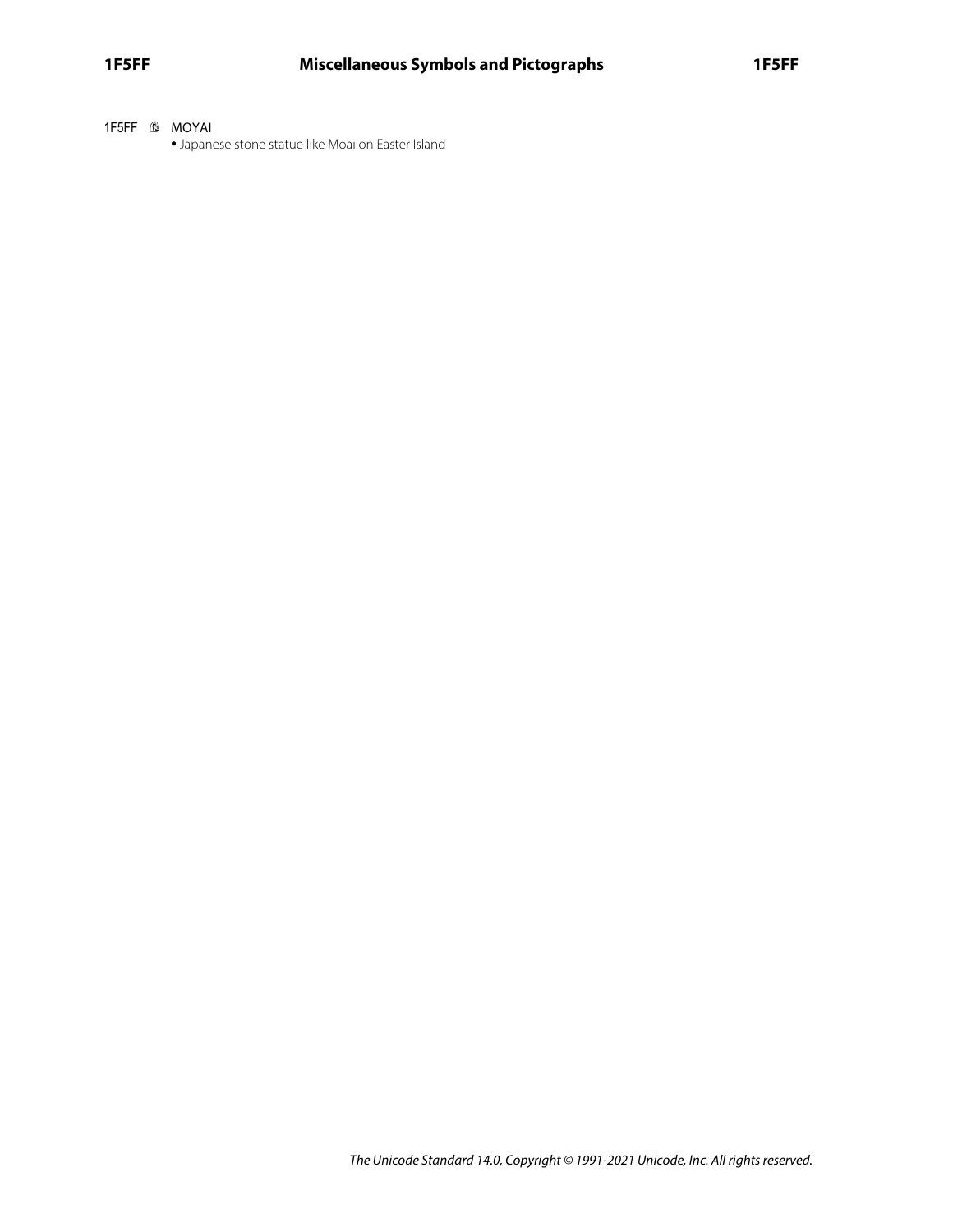1F5FF 🗿 MOYAI
• Japanese stone statue like Moai on Easter Island